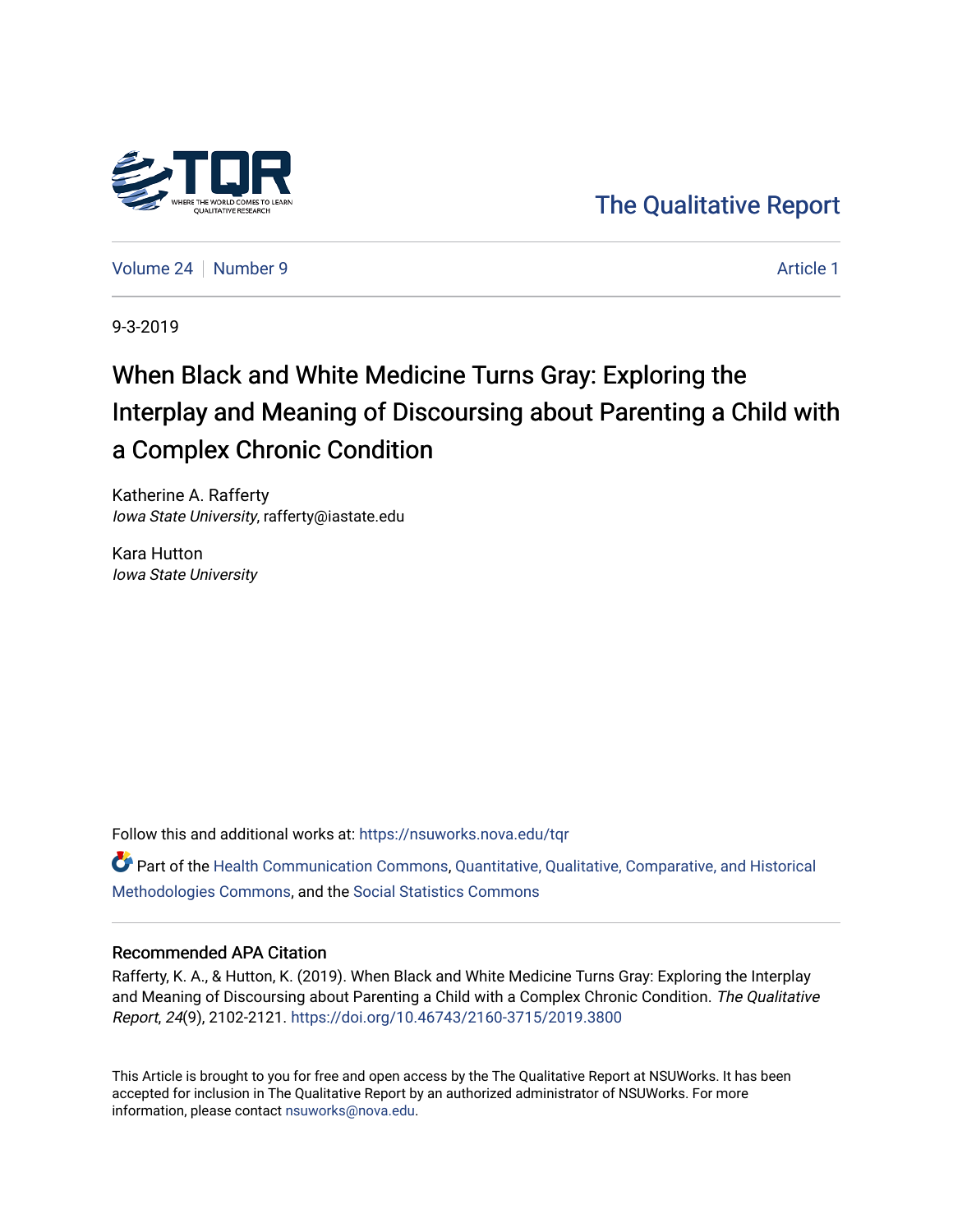The Qualitative Report

Volume 24 | Number 9 | Article 1

9-3-2019

# When Black and White Medicine Turns Gray: Exploring the Interplay and Meaning of Discoursing about Parenting a Child with a Complex Chronic Condition

Katherine A. Rafferty
*Iowa State University*, rafferty@iastate.edu

Kara Hutton
*Iowa State University*

Follow this and additional works at: https://nsuworks.nova.edu/tqr

Part of the Health Communication Commons, Quantitative, Qualitative, Comparative, and Historical Methodologies Commons, and the Social Statistics Commons

## Recommended APA Citation

Rafferty, K. A., & Hutton, K. (2019). When Black and White Medicine Turns Gray: Exploring the Interplay and Meaning of Discoursing about Parenting a Child with a Complex Chronic Condition. *The Qualitative Report*, *24*(9), 2102-2121. https://doi.org/10.46743/2160-3715/2019.3800

This Article is brought to you for free and open access by the The Qualitative Report at NSUWorks. It has been accepted for inclusion in The Qualitative Report by an authorized administrator of NSUWorks. For more information, please contact nsuworks@nova.edu.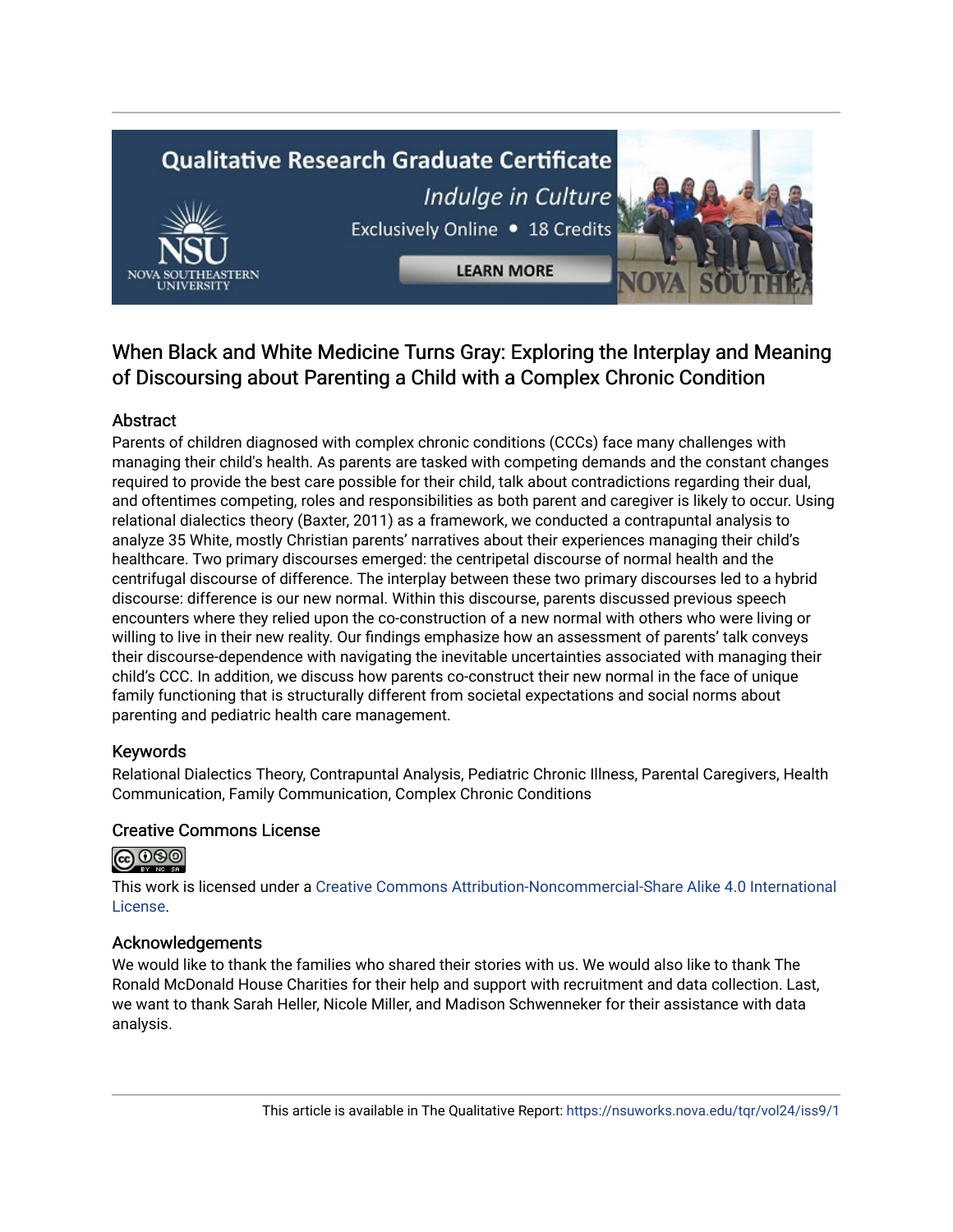# When Black and White Medicine Turns Gray: Exploring the Interplay and Meaning of Discoursing about Parenting a Child with a Complex Chronic Condition

## Abstract

Parents of children diagnosed with complex chronic conditions (CCCs) face many challenges with managing their child's health. As parents are tasked with competing demands and the constant changes required to provide the best care possible for their child, talk about contradictions regarding their dual, and oftentimes competing, roles and responsibilities as both parent and caregiver is likely to occur. Using relational dialectics theory (Baxter, 2011) as a framework, we conducted a contrapuntal analysis to analyze 35 White, mostly Christian parents' narratives about their experiences managing their child's healthcare. Two primary discourses emerged: the centripetal discourse of normal health and the centrifugal discourse of difference. The interplay between these two primary discourses led to a hybrid discourse: difference is our new normal. Within this discourse, parents discussed previous speech encounters where they relied upon the co-construction of a new normal with others who were living or willing to live in their new reality. Our findings emphasize how an assessment of parents' talk conveys their discourse-dependence with navigating the inevitable uncertainties associated with managing their child's CCC. In addition, we discuss how parents co-construct their new normal in the face of unique family functioning that is structurally different from societal expectations and social norms about parenting and pediatric health care management.

## Keywords

Relational Dialectics Theory, Contrapuntal Analysis, Pediatric Chronic Illness, Parental Caregivers, Health Communication, Family Communication, Complex Chronic Conditions

## Creative Commons License

This work is licensed under a Creative Commons Attribution-Noncommercial-Share Alike 4.0 International License.

## Acknowledgements

We would like to thank the families who shared their stories with us. We would also like to thank The Ronald McDonald House Charities for their help and support with recruitment and data collection. Last, we want to thank Sarah Heller, Nicole Miller, and Madison Schwenneker for their assistance with data analysis.

This article is available in The Qualitative Report: https://nsuworks.nova.edu/tqr/vol24/iss9/1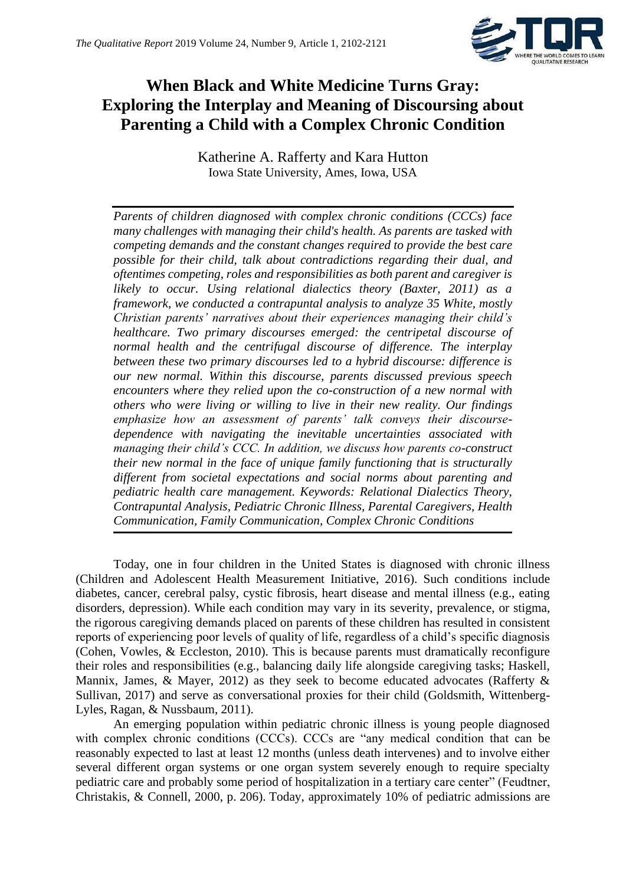# When Black and White Medicine Turns Gray: Exploring the Interplay and Meaning of Discoursing about Parenting a Child with a Complex Chronic Condition

Katherine A. Rafferty and Kara Hutton
Iowa State University, Ames, Iowa, USA

*Parents of children diagnosed with complex chronic conditions (CCCs) face many challenges with managing their child's health. As parents are tasked with competing demands and the constant changes required to provide the best care possible for their child, talk about contradictions regarding their dual, and oftentimes competing, roles and responsibilities as both parent and caregiver is likely to occur. Using relational dialectics theory (Baxter, 2011) as a framework, we conducted a contrapuntal analysis to analyze 35 White, mostly Christian parents' narratives about their experiences managing their child's healthcare. Two primary discourses emerged: the centripetal discourse of normal health and the centrifugal discourse of difference. The interplay between these two primary discourses led to a hybrid discourse: difference is our new normal. Within this discourse, parents discussed previous speech encounters where they relied upon the co-construction of a new normal with others who were living or willing to live in their new reality. Our findings emphasize how an assessment of parents' talk conveys their discourse-dependence with navigating the inevitable uncertainties associated with managing their child's CCC. In addition, we discuss how parents co-construct their new normal in the face of unique family functioning that is structurally different from societal expectations and social norms about parenting and pediatric health care management. Keywords: Relational Dialectics Theory, Contrapuntal Analysis, Pediatric Chronic Illness, Parental Caregivers, Health Communication, Family Communication, Complex Chronic Conditions*

Today, one in four children in the United States is diagnosed with chronic illness (Children and Adolescent Health Measurement Initiative, 2016). Such conditions include diabetes, cancer, cerebral palsy, cystic fibrosis, heart disease and mental illness (e.g., eating disorders, depression). While each condition may vary in its severity, prevalence, or stigma, the rigorous caregiving demands placed on parents of these children has resulted in consistent reports of experiencing poor levels of quality of life, regardless of a child's specific diagnosis (Cohen, Vowles, & Eccleston, 2010). This is because parents must dramatically reconfigure their roles and responsibilities (e.g., balancing daily life alongside caregiving tasks; Haskell, Mannix, James, & Mayer, 2012) as they seek to become educated advocates (Rafferty & Sullivan, 2017) and serve as conversational proxies for their child (Goldsmith, Wittenberg-Lyles, Ragan, & Nussbaum, 2011).

An emerging population within pediatric chronic illness is young people diagnosed with complex chronic conditions (CCCs). CCCs are "any medical condition that can be reasonably expected to last at least 12 months (unless death intervenes) and to involve either several different organ systems or one organ system severely enough to require specialty pediatric care and probably some period of hospitalization in a tertiary care center" (Feudtner, Christakis, & Connell, 2000, p. 206). Today, approximately 10% of pediatric admissions are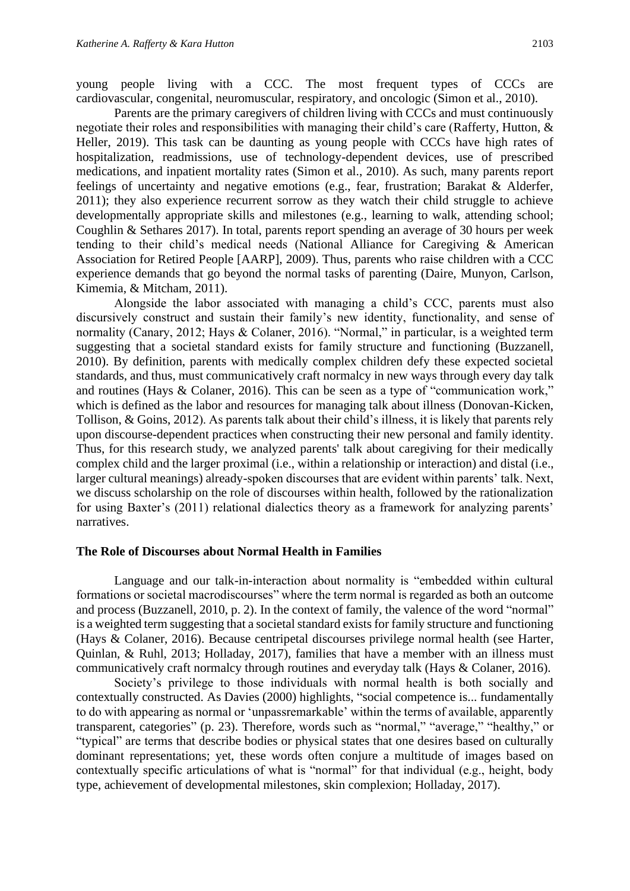young people living with a CCC. The most frequent types of CCCs are cardiovascular, congenital, neuromuscular, respiratory, and oncologic (Simon et al., 2010).

Parents are the primary caregivers of children living with CCCs and must continuously negotiate their roles and responsibilities with managing their child's care (Rafferty, Hutton, & Heller, 2019). This task can be daunting as young people with CCCs have high rates of hospitalization, readmissions, use of technology-dependent devices, use of prescribed medications, and inpatient mortality rates (Simon et al., 2010). As such, many parents report feelings of uncertainty and negative emotions (e.g., fear, frustration; Barakat & Alderfer, 2011); they also experience recurrent sorrow as they watch their child struggle to achieve developmentally appropriate skills and milestones (e.g., learning to walk, attending school; Coughlin & Sethares 2017). In total, parents report spending an average of 30 hours per week tending to their child's medical needs (National Alliance for Caregiving & American Association for Retired People [AARP], 2009). Thus, parents who raise children with a CCC experience demands that go beyond the normal tasks of parenting (Daire, Munyon, Carlson, Kimemia, & Mitcham, 2011).

Alongside the labor associated with managing a child's CCC, parents must also discursively construct and sustain their family's new identity, functionality, and sense of normality (Canary, 2012; Hays & Colaner, 2016). "Normal," in particular, is a weighted term suggesting that a societal standard exists for family structure and functioning (Buzzanell, 2010). By definition, parents with medically complex children defy these expected societal standards, and thus, must communicatively craft normalcy in new ways through every day talk and routines (Hays & Colaner, 2016). This can be seen as a type of "communication work," which is defined as the labor and resources for managing talk about illness (Donovan-Kicken, Tollison, & Goins, 2012). As parents talk about their child's illness, it is likely that parents rely upon discourse-dependent practices when constructing their new personal and family identity. Thus, for this research study, we analyzed parents' talk about caregiving for their medically complex child and the larger proximal (i.e., within a relationship or interaction) and distal (i.e., larger cultural meanings) already-spoken discourses that are evident within parents' talk. Next, we discuss scholarship on the role of discourses within health, followed by the rationalization for using Baxter's (2011) relational dialectics theory as a framework for analyzing parents' narratives.

## The Role of Discourses about Normal Health in Families

Language and our talk-in-interaction about normality is "embedded within cultural formations or societal macrodiscourses" where the term normal is regarded as both an outcome and process (Buzzanell, 2010, p. 2). In the context of family, the valence of the word "normal" is a weighted term suggesting that a societal standard exists for family structure and functioning (Hays & Colaner, 2016). Because centripetal discourses privilege normal health (see Harter, Quinlan, & Ruhl, 2013; Holladay, 2017), families that have a member with an illness must communicatively craft normalcy through routines and everyday talk (Hays & Colaner, 2016).

Society's privilege to those individuals with normal health is both socially and contextually constructed. As Davies (2000) highlights, "social competence is... fundamentally to do with appearing as normal or 'unpassremarkable' within the terms of available, apparently transparent, categories" (p. 23). Therefore, words such as "normal," "average," "healthy," or "typical" are terms that describe bodies or physical states that one desires based on culturally dominant representations; yet, these words often conjure a multitude of images based on contextually specific articulations of what is "normal" for that individual (e.g., height, body type, achievement of developmental milestones, skin complexion; Holladay, 2017).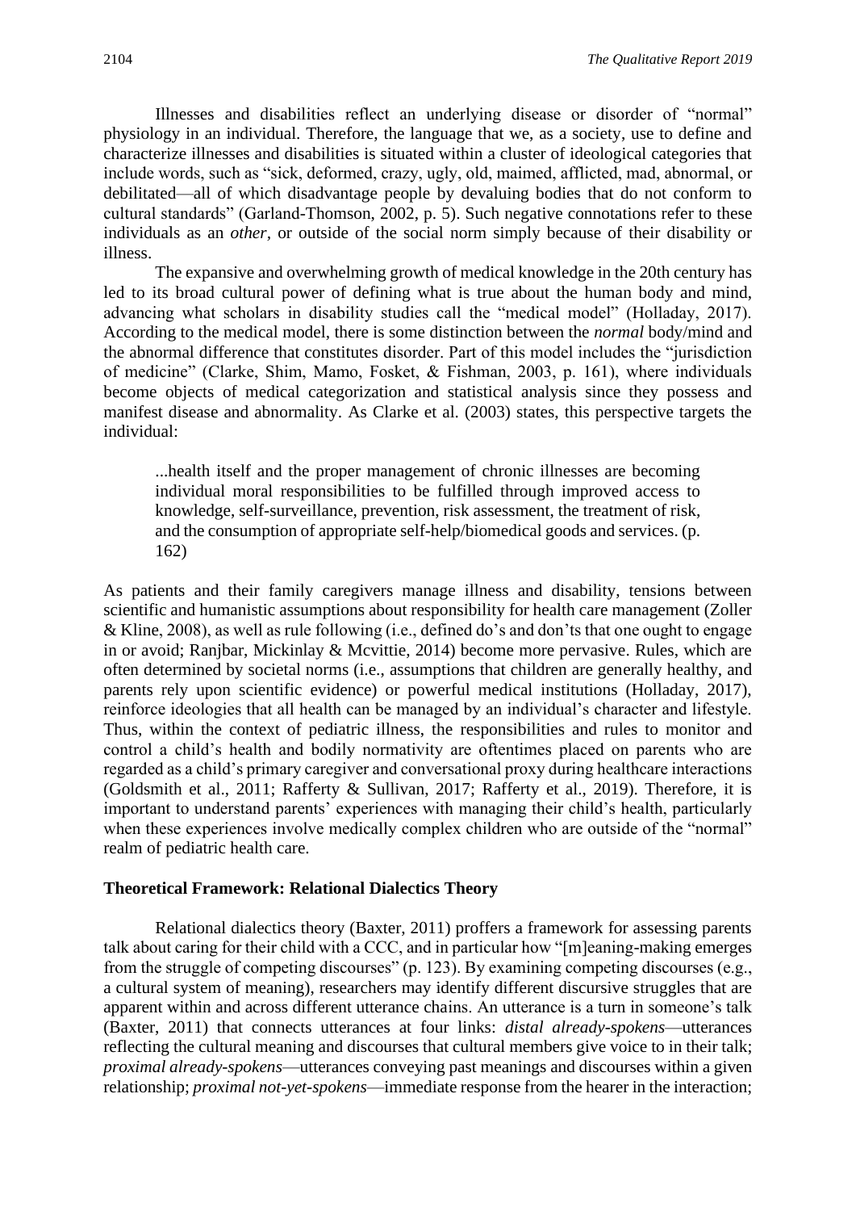Illnesses and disabilities reflect an underlying disease or disorder of "normal" physiology in an individual. Therefore, the language that we, as a society, use to define and characterize illnesses and disabilities is situated within a cluster of ideological categories that include words, such as "sick, deformed, crazy, ugly, old, maimed, afflicted, mad, abnormal, or debilitated—all of which disadvantage people by devaluing bodies that do not conform to cultural standards" (Garland-Thomson, 2002, p. 5). Such negative connotations refer to these individuals as an *other*, or outside of the social norm simply because of their disability or illness.

The expansive and overwhelming growth of medical knowledge in the 20th century has led to its broad cultural power of defining what is true about the human body and mind, advancing what scholars in disability studies call the "medical model" (Holladay, 2017). According to the medical model, there is some distinction between the *normal* body/mind and the abnormal difference that constitutes disorder. Part of this model includes the "jurisdiction of medicine" (Clarke, Shim, Mamo, Fosket, & Fishman, 2003, p. 161), where individuals become objects of medical categorization and statistical analysis since they possess and manifest disease and abnormality. As Clarke et al. (2003) states, this perspective targets the individual:

> ...health itself and the proper management of chronic illnesses are becoming individual moral responsibilities to be fulfilled through improved access to knowledge, self-surveillance, prevention, risk assessment, the treatment of risk, and the consumption of appropriate self-help/biomedical goods and services. (p. 162)

As patients and their family caregivers manage illness and disability, tensions between scientific and humanistic assumptions about responsibility for health care management (Zoller & Kline, 2008), as well as rule following (i.e., defined do's and don'ts that one ought to engage in or avoid; Ranjbar, Mickinlay & Mcvittie, 2014) become more pervasive. Rules, which are often determined by societal norms (i.e., assumptions that children are generally healthy, and parents rely upon scientific evidence) or powerful medical institutions (Holladay, 2017), reinforce ideologies that all health can be managed by an individual's character and lifestyle. Thus, within the context of pediatric illness, the responsibilities and rules to monitor and control a child's health and bodily normativity are oftentimes placed on parents who are regarded as a child's primary caregiver and conversational proxy during healthcare interactions (Goldsmith et al., 2011; Rafferty & Sullivan, 2017; Rafferty et al., 2019). Therefore, it is important to understand parents' experiences with managing their child's health, particularly when these experiences involve medically complex children who are outside of the "normal" realm of pediatric health care.

## Theoretical Framework: Relational Dialectics Theory

Relational dialectics theory (Baxter, 2011) proffers a framework for assessing parents talk about caring for their child with a CCC, and in particular how "[m]eaning-making emerges from the struggle of competing discourses" (p. 123). By examining competing discourses (e.g., a cultural system of meaning), researchers may identify different discursive struggles that are apparent within and across different utterance chains. An utterance is a turn in someone's talk (Baxter, 2011) that connects utterances at four links: *distal already-spokens*—utterances reflecting the cultural meaning and discourses that cultural members give voice to in their talk; *proximal already-spokens*—utterances conveying past meanings and discourses within a given relationship; *proximal not-yet-spokens*—immediate response from the hearer in the interaction;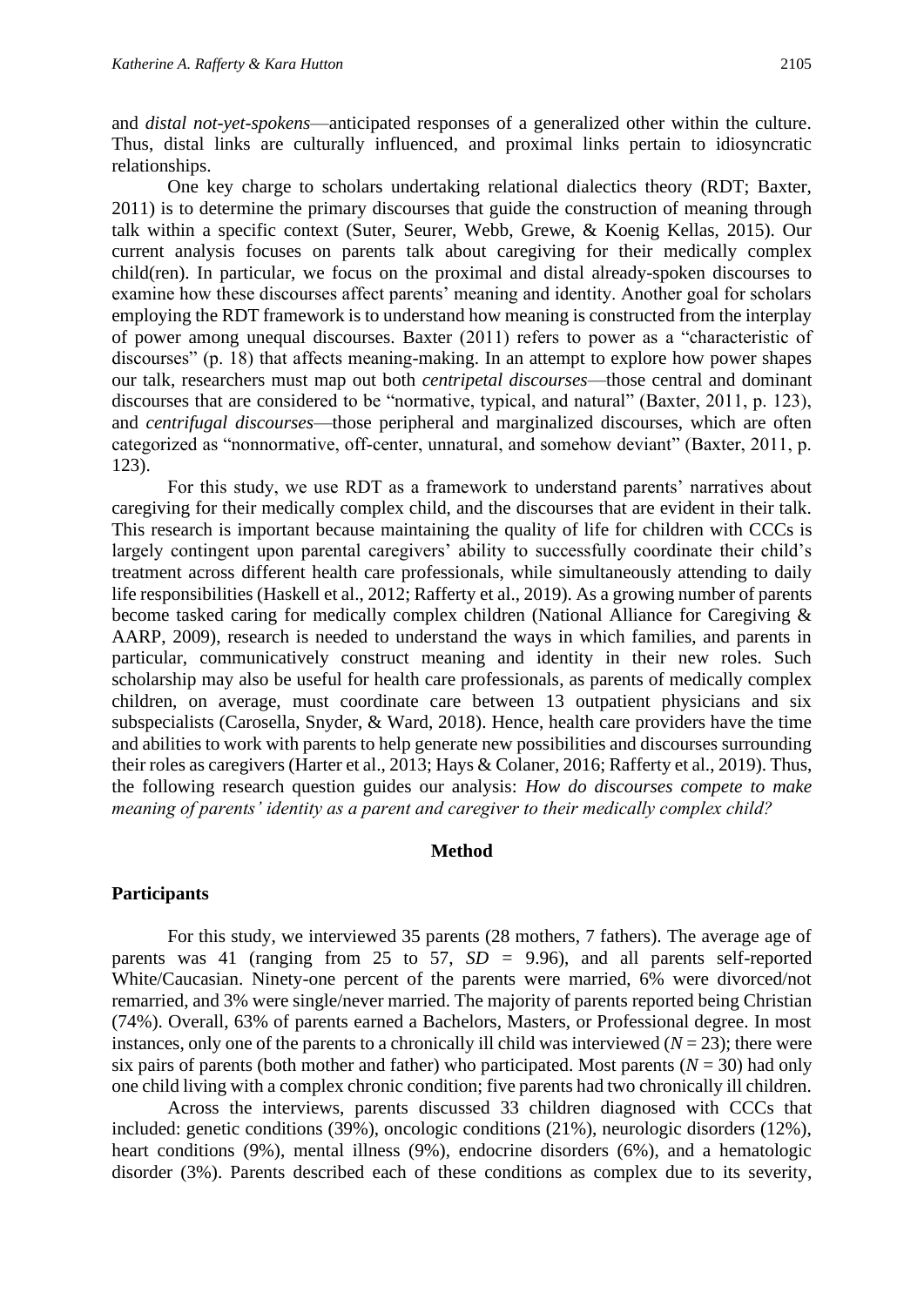and *distal not-yet-spokens*—anticipated responses of a generalized other within the culture. Thus, distal links are culturally influenced, and proximal links pertain to idiosyncratic relationships.

One key charge to scholars undertaking relational dialectics theory (RDT; Baxter, 2011) is to determine the primary discourses that guide the construction of meaning through talk within a specific context (Suter, Seurer, Webb, Grewe, & Koenig Kellas, 2015). Our current analysis focuses on parents talk about caregiving for their medically complex child(ren). In particular, we focus on the proximal and distal already-spoken discourses to examine how these discourses affect parents' meaning and identity. Another goal for scholars employing the RDT framework is to understand how meaning is constructed from the interplay of power among unequal discourses. Baxter (2011) refers to power as a "characteristic of discourses" (p. 18) that affects meaning-making. In an attempt to explore how power shapes our talk, researchers must map out both *centripetal discourses*—those central and dominant discourses that are considered to be "normative, typical, and natural" (Baxter, 2011, p. 123), and *centrifugal discourses*—those peripheral and marginalized discourses, which are often categorized as "nonnormative, off-center, unnatural, and somehow deviant" (Baxter, 2011, p. 123).

For this study, we use RDT as a framework to understand parents' narratives about caregiving for their medically complex child, and the discourses that are evident in their talk. This research is important because maintaining the quality of life for children with CCCs is largely contingent upon parental caregivers' ability to successfully coordinate their child's treatment across different health care professionals, while simultaneously attending to daily life responsibilities (Haskell et al., 2012; Rafferty et al., 2019). As a growing number of parents become tasked caring for medically complex children (National Alliance for Caregiving & AARP, 2009), research is needed to understand the ways in which families, and parents in particular, communicatively construct meaning and identity in their new roles. Such scholarship may also be useful for health care professionals, as parents of medically complex children, on average, must coordinate care between 13 outpatient physicians and six subspecialists (Carosella, Snyder, & Ward, 2018). Hence, health care providers have the time and abilities to work with parents to help generate new possibilities and discourses surrounding their roles as caregivers (Harter et al., 2013; Hays & Colaner, 2016; Rafferty et al., 2019). Thus, the following research question guides our analysis: *How do discourses compete to make meaning of parents' identity as a parent and caregiver to their medically complex child?*

## Method

### Participants

For this study, we interviewed 35 parents (28 mothers, 7 fathers). The average age of parents was 41 (ranging from 25 to 57, $SD$ = 9.96), and all parents self-reported White/Caucasian. Ninety-one percent of the parents were married, 6% were divorced/not remarried, and 3% were single/never married. The majority of parents reported being Christian (74%). Overall, 63% of parents earned a Bachelors, Masters, or Professional degree. In most instances, only one of the parents to a chronically ill child was interviewed ($N$ = 23); there were six pairs of parents (both mother and father) who participated. Most parents ($N$ = 30) had only one child living with a complex chronic condition; five parents had two chronically ill children.

Across the interviews, parents discussed 33 children diagnosed with CCCs that included: genetic conditions (39%), oncologic conditions (21%), neurologic disorders (12%), heart conditions (9%), mental illness (9%), endocrine disorders (6%), and a hematologic disorder (3%). Parents described each of these conditions as complex due to its severity,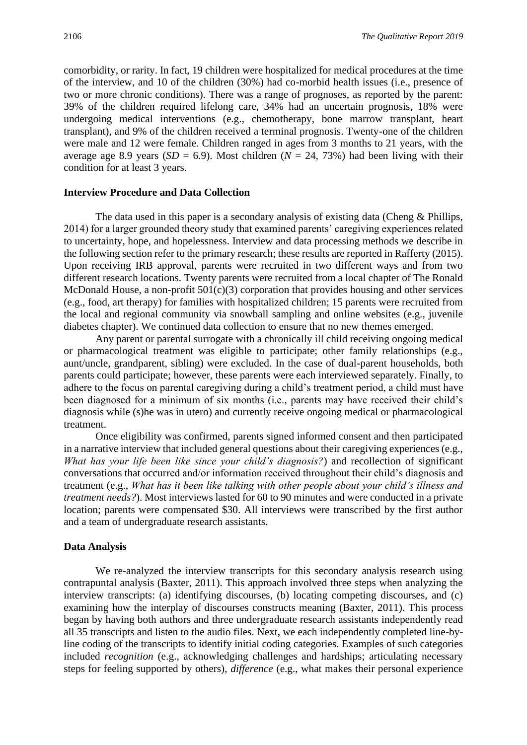comorbidity, or rarity. In fact, 19 children were hospitalized for medical procedures at the time of the interview, and 10 of the children (30%) had co-morbid health issues (i.e., presence of two or more chronic conditions). There was a range of prognoses, as reported by the parent: 39% of the children required lifelong care, 34% had an uncertain prognosis, 18% were undergoing medical interventions (e.g., chemotherapy, bone marrow transplant, heart transplant), and 9% of the children received a terminal prognosis. Twenty-one of the children were male and 12 were female. Children ranged in ages from 3 months to 21 years, with the average age 8.9 years (*SD* = 6.9). Most children (*N* = 24, 73%) had been living with their condition for at least 3 years.

### Interview Procedure and Data Collection

The data used in this paper is a secondary analysis of existing data (Cheng & Phillips, 2014) for a larger grounded theory study that examined parents' caregiving experiences related to uncertainty, hope, and hopelessness. Interview and data processing methods we describe in the following section refer to the primary research; these results are reported in Rafferty (2015). Upon receiving IRB approval, parents were recruited in two different ways and from two different research locations. Twenty parents were recruited from a local chapter of The Ronald McDonald House, a non-profit 501(c)(3) corporation that provides housing and other services (e.g., food, art therapy) for families with hospitalized children; 15 parents were recruited from the local and regional community via snowball sampling and online websites (e.g., juvenile diabetes chapter). We continued data collection to ensure that no new themes emerged.

Any parent or parental surrogate with a chronically ill child receiving ongoing medical or pharmacological treatment was eligible to participate; other family relationships (e.g., aunt/uncle, grandparent, sibling) were excluded. In the case of dual-parent households, both parents could participate; however, these parents were each interviewed separately. Finally, to adhere to the focus on parental caregiving during a child's treatment period, a child must have been diagnosed for a minimum of six months (i.e., parents may have received their child's diagnosis while (s)he was in utero) and currently receive ongoing medical or pharmacological treatment.

Once eligibility was confirmed, parents signed informed consent and then participated in a narrative interview that included general questions about their caregiving experiences (e.g., *What has your life been like since your child's diagnosis?*) and recollection of significant conversations that occurred and/or information received throughout their child's diagnosis and treatment (e.g., *What has it been like talking with other people about your child's illness and treatment needs?*). Most interviews lasted for 60 to 90 minutes and were conducted in a private location; parents were compensated $30. All interviews were transcribed by the first author and a team of undergraduate research assistants.

### Data Analysis

We re-analyzed the interview transcripts for this secondary analysis research using contrapuntal analysis (Baxter, 2011). This approach involved three steps when analyzing the interview transcripts: (a) identifying discourses, (b) locating competing discourses, and (c) examining how the interplay of discourses constructs meaning (Baxter, 2011). This process began by having both authors and three undergraduate research assistants independently read all 35 transcripts and listen to the audio files. Next, we each independently completed line-by-line coding of the transcripts to identify initial coding categories. Examples of such categories included *recognition* (e.g., acknowledging challenges and hardships; articulating necessary steps for feeling supported by others), *difference* (e.g., what makes their personal experience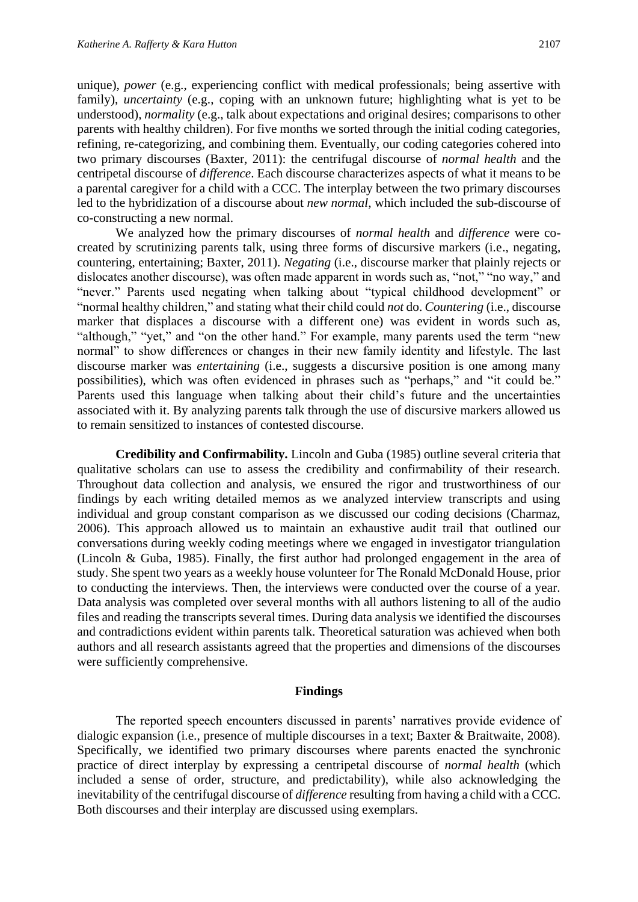unique), *power* (e.g., experiencing conflict with medical professionals; being assertive with family), *uncertainty* (e.g., coping with an unknown future; highlighting what is yet to be understood), *normality* (e.g., talk about expectations and original desires; comparisons to other parents with healthy children). For five months we sorted through the initial coding categories, refining, re-categorizing, and combining them. Eventually, our coding categories cohered into two primary discourses (Baxter, 2011): the centrifugal discourse of *normal health* and the centripetal discourse of *difference*. Each discourse characterizes aspects of what it means to be a parental caregiver for a child with a CCC. The interplay between the two primary discourses led to the hybridization of a discourse about *new normal*, which included the sub-discourse of co-constructing a new normal.

We analyzed how the primary discourses of *normal health* and *difference* were co-created by scrutinizing parents talk, using three forms of discursive markers (i.e., negating, countering, entertaining; Baxter, 2011). *Negating* (i.e., discourse marker that plainly rejects or dislocates another discourse), was often made apparent in words such as, "not," "no way," and "never." Parents used negating when talking about "typical childhood development" or "normal healthy children," and stating what their child could *not* do. *Countering* (i.e., discourse marker that displaces a discourse with a different one) was evident in words such as, "although," "yet," and "on the other hand." For example, many parents used the term "new normal" to show differences or changes in their new family identity and lifestyle. The last discourse marker was *entertaining* (i.e., suggests a discursive position is one among many possibilities), which was often evidenced in phrases such as "perhaps," and "it could be." Parents used this language when talking about their child's future and the uncertainties associated with it. By analyzing parents talk through the use of discursive markers allowed us to remain sensitized to instances of contested discourse.

**Credibility and Confirmability.** Lincoln and Guba (1985) outline several criteria that qualitative scholars can use to assess the credibility and confirmability of their research. Throughout data collection and analysis, we ensured the rigor and trustworthiness of our findings by each writing detailed memos as we analyzed interview transcripts and using individual and group constant comparison as we discussed our coding decisions (Charmaz, 2006). This approach allowed us to maintain an exhaustive audit trail that outlined our conversations during weekly coding meetings where we engaged in investigator triangulation (Lincoln & Guba, 1985). Finally, the first author had prolonged engagement in the area of study. She spent two years as a weekly house volunteer for The Ronald McDonald House, prior to conducting the interviews. Then, the interviews were conducted over the course of a year. Data analysis was completed over several months with all authors listening to all of the audio files and reading the transcripts several times. During data analysis we identified the discourses and contradictions evident within parents talk. Theoretical saturation was achieved when both authors and all research assistants agreed that the properties and dimensions of the discourses were sufficiently comprehensive.

## Findings

The reported speech encounters discussed in parents' narratives provide evidence of dialogic expansion (i.e., presence of multiple discourses in a text; Baxter & Braitwaite, 2008). Specifically, we identified two primary discourses where parents enacted the synchronic practice of direct interplay by expressing a centripetal discourse of *normal health* (which included a sense of order, structure, and predictability), while also acknowledging the inevitability of the centrifugal discourse of *difference* resulting from having a child with a CCC. Both discourses and their interplay are discussed using exemplars.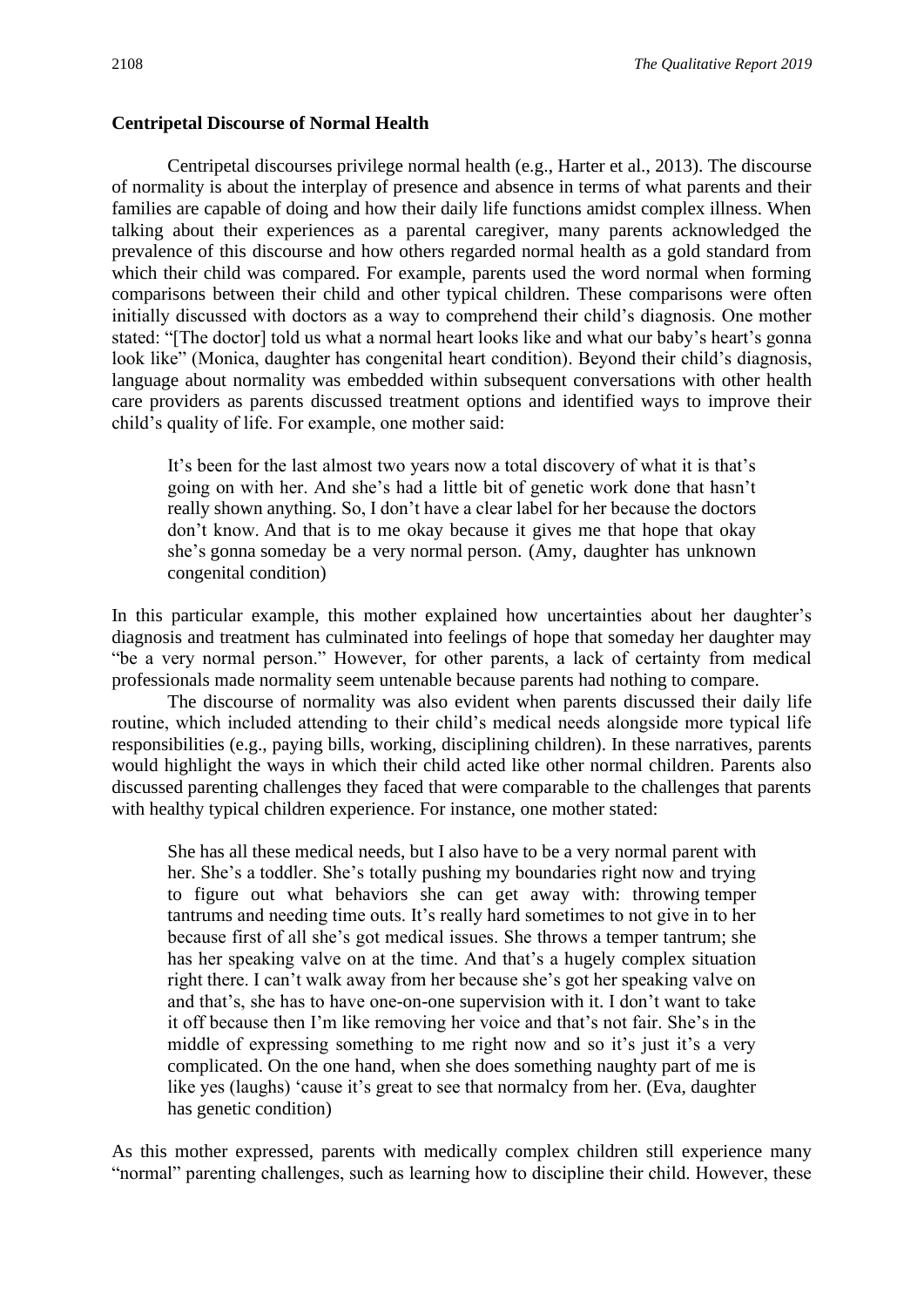### Centripetal Discourse of Normal Health

Centripetal discourses privilege normal health (e.g., Harter et al., 2013). The discourse of normality is about the interplay of presence and absence in terms of what parents and their families are capable of doing and how their daily life functions amidst complex illness. When talking about their experiences as a parental caregiver, many parents acknowledged the prevalence of this discourse and how others regarded normal health as a gold standard from which their child was compared. For example, parents used the word normal when forming comparisons between their child and other typical children. These comparisons were often initially discussed with doctors as a way to comprehend their child's diagnosis. One mother stated: "[The doctor] told us what a normal heart looks like and what our baby's heart's gonna look like" (Monica, daughter has congenital heart condition). Beyond their child's diagnosis, language about normality was embedded within subsequent conversations with other health care providers as parents discussed treatment options and identified ways to improve their child's quality of life. For example, one mother said:

> It's been for the last almost two years now a total discovery of what it is that's going on with her. And she's had a little bit of genetic work done that hasn't really shown anything. So, I don't have a clear label for her because the doctors don't know. And that is to me okay because it gives me that hope that okay she's gonna someday be a very normal person. (Amy, daughter has unknown congenital condition)

In this particular example, this mother explained how uncertainties about her daughter's diagnosis and treatment has culminated into feelings of hope that someday her daughter may "be a very normal person." However, for other parents, a lack of certainty from medical professionals made normality seem untenable because parents had nothing to compare.

The discourse of normality was also evident when parents discussed their daily life routine, which included attending to their child's medical needs alongside more typical life responsibilities (e.g., paying bills, working, disciplining children). In these narratives, parents would highlight the ways in which their child acted like other normal children. Parents also discussed parenting challenges they faced that were comparable to the challenges that parents with healthy typical children experience. For instance, one mother stated:

> She has all these medical needs, but I also have to be a very normal parent with her. She's a toddler. She's totally pushing my boundaries right now and trying to figure out what behaviors she can get away with: throwing temper tantrums and needing time outs. It's really hard sometimes to not give in to her because first of all she's got medical issues. She throws a temper tantrum; she has her speaking valve on at the time. And that's a hugely complex situation right there. I can't walk away from her because she's got her speaking valve on and that's, she has to have one-on-one supervision with it. I don't want to take it off because then I'm like removing her voice and that's not fair. She's in the middle of expressing something to me right now and so it's just it's a very complicated. On the one hand, when she does something naughty part of me is like yes (laughs) 'cause it's great to see that normalcy from her. (Eva, daughter has genetic condition)

As this mother expressed, parents with medically complex children still experience many "normal" parenting challenges, such as learning how to discipline their child. However, these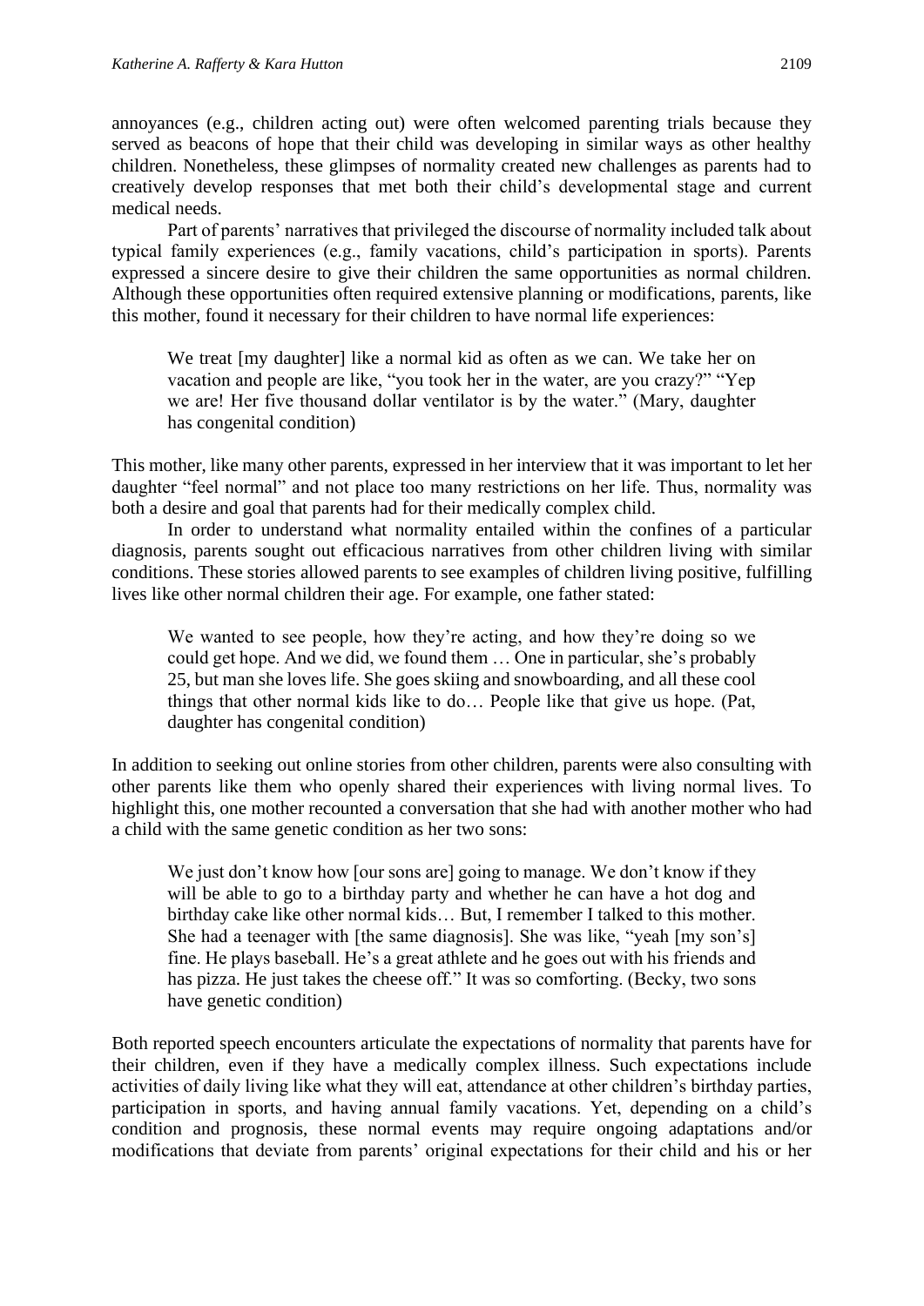annoyances (e.g., children acting out) were often welcomed parenting trials because they served as beacons of hope that their child was developing in similar ways as other healthy children. Nonetheless, these glimpses of normality created new challenges as parents had to creatively develop responses that met both their child's developmental stage and current medical needs.

Part of parents' narratives that privileged the discourse of normality included talk about typical family experiences (e.g., family vacations, child's participation in sports). Parents expressed a sincere desire to give their children the same opportunities as normal children. Although these opportunities often required extensive planning or modifications, parents, like this mother, found it necessary for their children to have normal life experiences:

> We treat [my daughter] like a normal kid as often as we can. We take her on vacation and people are like, "you took her in the water, are you crazy?" "Yep we are! Her five thousand dollar ventilator is by the water." (Mary, daughter has congenital condition)

This mother, like many other parents, expressed in her interview that it was important to let her daughter "feel normal" and not place too many restrictions on her life. Thus, normality was both a desire and goal that parents had for their medically complex child.

In order to understand what normality entailed within the confines of a particular diagnosis, parents sought out efficacious narratives from other children living with similar conditions. These stories allowed parents to see examples of children living positive, fulfilling lives like other normal children their age. For example, one father stated:

> We wanted to see people, how they're acting, and how they're doing so we could get hope. And we did, we found them … One in particular, she's probably 25, but man she loves life. She goes skiing and snowboarding, and all these cool things that other normal kids like to do… People like that give us hope. (Pat, daughter has congenital condition)

In addition to seeking out online stories from other children, parents were also consulting with other parents like them who openly shared their experiences with living normal lives. To highlight this, one mother recounted a conversation that she had with another mother who had a child with the same genetic condition as her two sons:

> We just don't know how [our sons are] going to manage. We don't know if they will be able to go to a birthday party and whether he can have a hot dog and birthday cake like other normal kids… But, I remember I talked to this mother. She had a teenager with [the same diagnosis]. She was like, "yeah [my son's] fine. He plays baseball. He's a great athlete and he goes out with his friends and has pizza. He just takes the cheese off." It was so comforting. (Becky, two sons have genetic condition)

Both reported speech encounters articulate the expectations of normality that parents have for their children, even if they have a medically complex illness. Such expectations include activities of daily living like what they will eat, attendance at other children's birthday parties, participation in sports, and having annual family vacations. Yet, depending on a child's condition and prognosis, these normal events may require ongoing adaptations and/or modifications that deviate from parents' original expectations for their child and his or her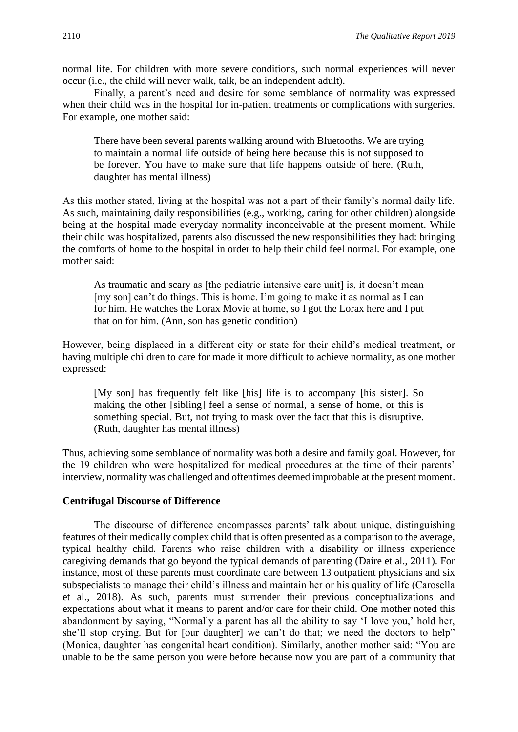normal life. For children with more severe conditions, such normal experiences will never occur (i.e., the child will never walk, talk, be an independent adult).

Finally, a parent's need and desire for some semblance of normality was expressed when their child was in the hospital for in-patient treatments or complications with surgeries. For example, one mother said:

> There have been several parents walking around with Bluetooths. We are trying to maintain a normal life outside of being here because this is not supposed to be forever. You have to make sure that life happens outside of here. (Ruth, daughter has mental illness)

As this mother stated, living at the hospital was not a part of their family's normal daily life. As such, maintaining daily responsibilities (e.g., working, caring for other children) alongside being at the hospital made everyday normality inconceivable at the present moment. While their child was hospitalized, parents also discussed the new responsibilities they had: bringing the comforts of home to the hospital in order to help their child feel normal. For example, one mother said:

> As traumatic and scary as [the pediatric intensive care unit] is, it doesn't mean [my son] can't do things. This is home. I'm going to make it as normal as I can for him. He watches the Lorax Movie at home, so I got the Lorax here and I put that on for him. (Ann, son has genetic condition)

However, being displaced in a different city or state for their child's medical treatment, or having multiple children to care for made it more difficult to achieve normality, as one mother expressed:

> [My son] has frequently felt like [his] life is to accompany [his sister]. So making the other [sibling] feel a sense of normal, a sense of home, or this is something special. But, not trying to mask over the fact that this is disruptive. (Ruth, daughter has mental illness)

Thus, achieving some semblance of normality was both a desire and family goal. However, for the 19 children who were hospitalized for medical procedures at the time of their parents' interview, normality was challenged and oftentimes deemed improbable at the present moment.

**Centrifugal Discourse of Difference**

The discourse of difference encompasses parents' talk about unique, distinguishing features of their medically complex child that is often presented as a comparison to the average, typical healthy child. Parents who raise children with a disability or illness experience caregiving demands that go beyond the typical demands of parenting (Daire et al., 2011). For instance, most of these parents must coordinate care between 13 outpatient physicians and six subspecialists to manage their child's illness and maintain her or his quality of life (Carosella et al., 2018). As such, parents must surrender their previous conceptualizations and expectations about what it means to parent and/or care for their child. One mother noted this abandonment by saying, "Normally a parent has all the ability to say 'I love you,' hold her, she'll stop crying. But for [our daughter] we can't do that; we need the doctors to help" (Monica, daughter has congenital heart condition). Similarly, another mother said: "You are unable to be the same person you were before because now you are part of a community that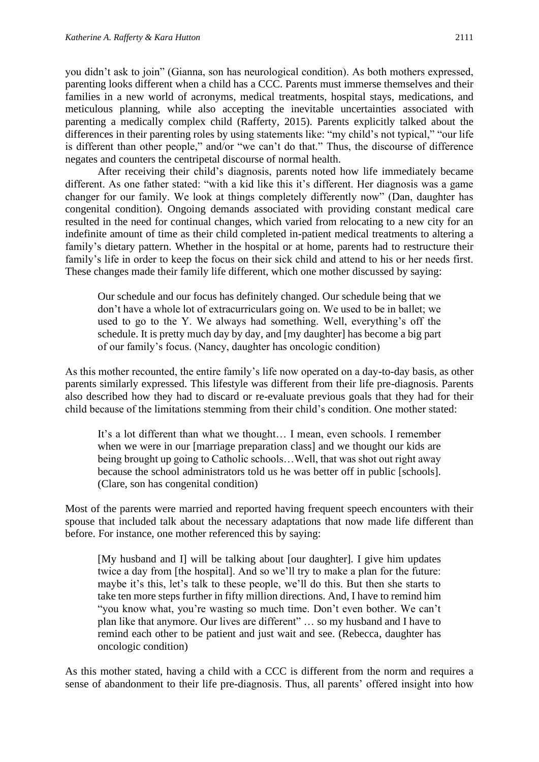you didn't ask to join" (Gianna, son has neurological condition). As both mothers expressed, parenting looks different when a child has a CCC. Parents must immerse themselves and their families in a new world of acronyms, medical treatments, hospital stays, medications, and meticulous planning, while also accepting the inevitable uncertainties associated with parenting a medically complex child (Rafferty, 2015). Parents explicitly talked about the differences in their parenting roles by using statements like: "my child's not typical," "our life is different than other people," and/or "we can't do that." Thus, the discourse of difference negates and counters the centripetal discourse of normal health.

After receiving their child's diagnosis, parents noted how life immediately became different. As one father stated: "with a kid like this it's different. Her diagnosis was a game changer for our family. We look at things completely differently now" (Dan, daughter has congenital condition). Ongoing demands associated with providing constant medical care resulted in the need for continual changes, which varied from relocating to a new city for an indefinite amount of time as their child completed in-patient medical treatments to altering a family's dietary pattern. Whether in the hospital or at home, parents had to restructure their family's life in order to keep the focus on their sick child and attend to his or her needs first. These changes made their family life different, which one mother discussed by saying:

> Our schedule and our focus has definitely changed. Our schedule being that we don't have a whole lot of extracurriculars going on. We used to be in ballet; we used to go to the Y. We always had something. Well, everything's off the schedule. It is pretty much day by day, and [my daughter] has become a big part of our family's focus. (Nancy, daughter has oncologic condition)

As this mother recounted, the entire family's life now operated on a day-to-day basis, as other parents similarly expressed. This lifestyle was different from their life pre-diagnosis. Parents also described how they had to discard or re-evaluate previous goals that they had for their child because of the limitations stemming from their child's condition. One mother stated:

> It's a lot different than what we thought… I mean, even schools. I remember when we were in our [marriage preparation class] and we thought our kids are being brought up going to Catholic schools…Well, that was shot out right away because the school administrators told us he was better off in public [schools]. (Clare, son has congenital condition)

Most of the parents were married and reported having frequent speech encounters with their spouse that included talk about the necessary adaptations that now made life different than before. For instance, one mother referenced this by saying:

> [My husband and I] will be talking about [our daughter]. I give him updates twice a day from [the hospital]. And so we'll try to make a plan for the future: maybe it's this, let's talk to these people, we'll do this. But then she starts to take ten more steps further in fifty million directions. And, I have to remind him "you know what, you're wasting so much time. Don't even bother. We can't plan like that anymore. Our lives are different" … so my husband and I have to remind each other to be patient and just wait and see. (Rebecca, daughter has oncologic condition)

As this mother stated, having a child with a CCC is different from the norm and requires a sense of abandonment to their life pre-diagnosis. Thus, all parents' offered insight into how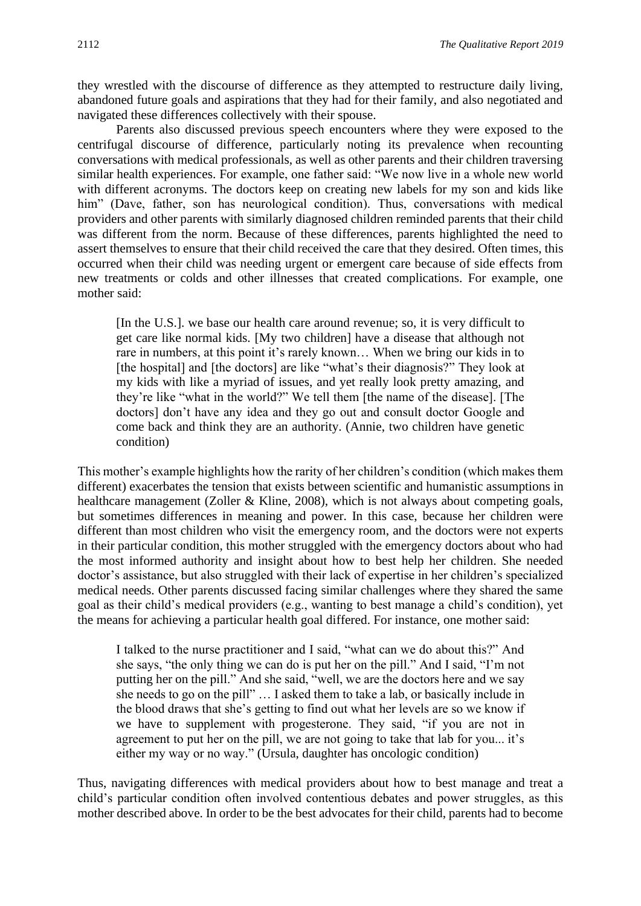they wrestled with the discourse of difference as they attempted to restructure daily living, abandoned future goals and aspirations that they had for their family, and also negotiated and navigated these differences collectively with their spouse.

Parents also discussed previous speech encounters where they were exposed to the centrifugal discourse of difference, particularly noting its prevalence when recounting conversations with medical professionals, as well as other parents and their children traversing similar health experiences. For example, one father said: "We now live in a whole new world with different acronyms. The doctors keep on creating new labels for my son and kids like him" (Dave, father, son has neurological condition). Thus, conversations with medical providers and other parents with similarly diagnosed children reminded parents that their child was different from the norm. Because of these differences, parents highlighted the need to assert themselves to ensure that their child received the care that they desired. Often times, this occurred when their child was needing urgent or emergent care because of side effects from new treatments or colds and other illnesses that created complications. For example, one mother said:

> [In the U.S.]. we base our health care around revenue; so, it is very difficult to get care like normal kids. [My two children] have a disease that although not rare in numbers, at this point it's rarely known… When we bring our kids in to [the hospital] and [the doctors] are like "what's their diagnosis?" They look at my kids with like a myriad of issues, and yet really look pretty amazing, and they're like "what in the world?" We tell them [the name of the disease]. [The doctors] don't have any idea and they go out and consult doctor Google and come back and think they are an authority. (Annie, two children have genetic condition)

This mother's example highlights how the rarity of her children's condition (which makes them different) exacerbates the tension that exists between scientific and humanistic assumptions in healthcare management (Zoller & Kline, 2008), which is not always about competing goals, but sometimes differences in meaning and power. In this case, because her children were different than most children who visit the emergency room, and the doctors were not experts in their particular condition, this mother struggled with the emergency doctors about who had the most informed authority and insight about how to best help her children. She needed doctor's assistance, but also struggled with their lack of expertise in her children's specialized medical needs. Other parents discussed facing similar challenges where they shared the same goal as their child's medical providers (e.g., wanting to best manage a child's condition), yet the means for achieving a particular health goal differed. For instance, one mother said:

> I talked to the nurse practitioner and I said, "what can we do about this?" And she says, "the only thing we can do is put her on the pill." And I said, "I'm not putting her on the pill." And she said, "well, we are the doctors here and we say she needs to go on the pill" … I asked them to take a lab, or basically include in the blood draws that she's getting to find out what her levels are so we know if we have to supplement with progesterone. They said, "if you are not in agreement to put her on the pill, we are not going to take that lab for you... it's either my way or no way." (Ursula, daughter has oncologic condition)

Thus, navigating differences with medical providers about how to best manage and treat a child's particular condition often involved contentious debates and power struggles, as this mother described above. In order to be the best advocates for their child, parents had to become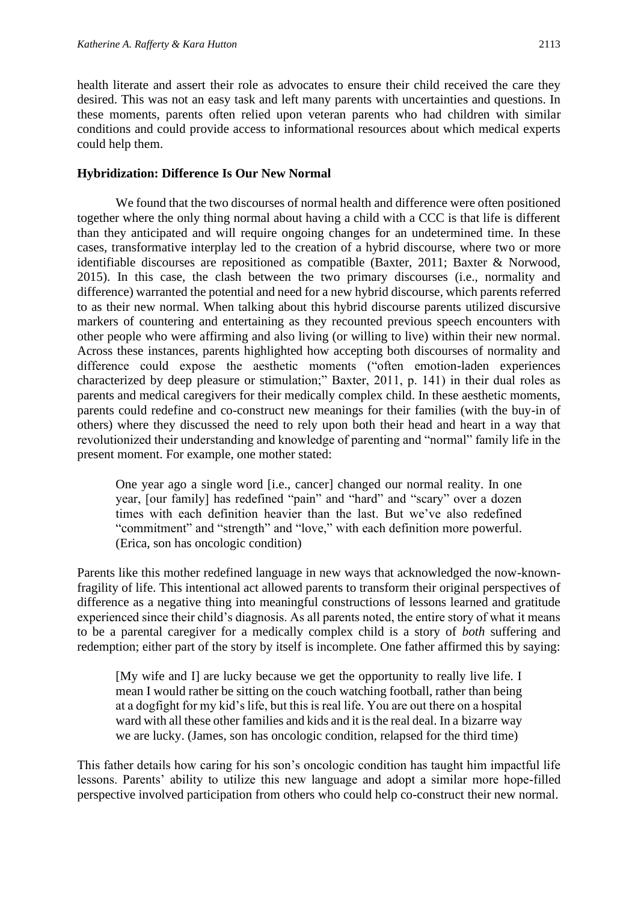health literate and assert their role as advocates to ensure their child received the care they desired. This was not an easy task and left many parents with uncertainties and questions. In these moments, parents often relied upon veteran parents who had children with similar conditions and could provide access to informational resources about which medical experts could help them.

### Hybridization: Difference Is Our New Normal

We found that the two discourses of normal health and difference were often positioned together where the only thing normal about having a child with a CCC is that life is different than they anticipated and will require ongoing changes for an undetermined time. In these cases, transformative interplay led to the creation of a hybrid discourse, where two or more identifiable discourses are repositioned as compatible (Baxter, 2011; Baxter & Norwood, 2015). In this case, the clash between the two primary discourses (i.e., normality and difference) warranted the potential and need for a new hybrid discourse, which parents referred to as their new normal. When talking about this hybrid discourse parents utilized discursive markers of countering and entertaining as they recounted previous speech encounters with other people who were affirming and also living (or willing to live) within their new normal. Across these instances, parents highlighted how accepting both discourses of normality and difference could expose the aesthetic moments ("often emotion-laden experiences characterized by deep pleasure or stimulation;" Baxter, 2011, p. 141) in their dual roles as parents and medical caregivers for their medically complex child. In these aesthetic moments, parents could redefine and co-construct new meanings for their families (with the buy-in of others) where they discussed the need to rely upon both their head and heart in a way that revolutionized their understanding and knowledge of parenting and "normal" family life in the present moment. For example, one mother stated:

> One year ago a single word [i.e., cancer] changed our normal reality. In one year, [our family] has redefined "pain" and "hard" and "scary" over a dozen times with each definition heavier than the last. But we've also redefined "commitment" and "strength" and "love," with each definition more powerful. (Erica, son has oncologic condition)

Parents like this mother redefined language in new ways that acknowledged the now-known-fragility of life. This intentional act allowed parents to transform their original perspectives of difference as a negative thing into meaningful constructions of lessons learned and gratitude experienced since their child's diagnosis. As all parents noted, the entire story of what it means to be a parental caregiver for a medically complex child is a story of *both* suffering and redemption; either part of the story by itself is incomplete. One father affirmed this by saying:

> [My wife and I] are lucky because we get the opportunity to really live life. I mean I would rather be sitting on the couch watching football, rather than being at a dogfight for my kid's life, but this is real life. You are out there on a hospital ward with all these other families and kids and it is the real deal. In a bizarre way we are lucky. (James, son has oncologic condition, relapsed for the third time)

This father details how caring for his son's oncologic condition has taught him impactful life lessons. Parents' ability to utilize this new language and adopt a similar more hope-filled perspective involved participation from others who could help co-construct their new normal.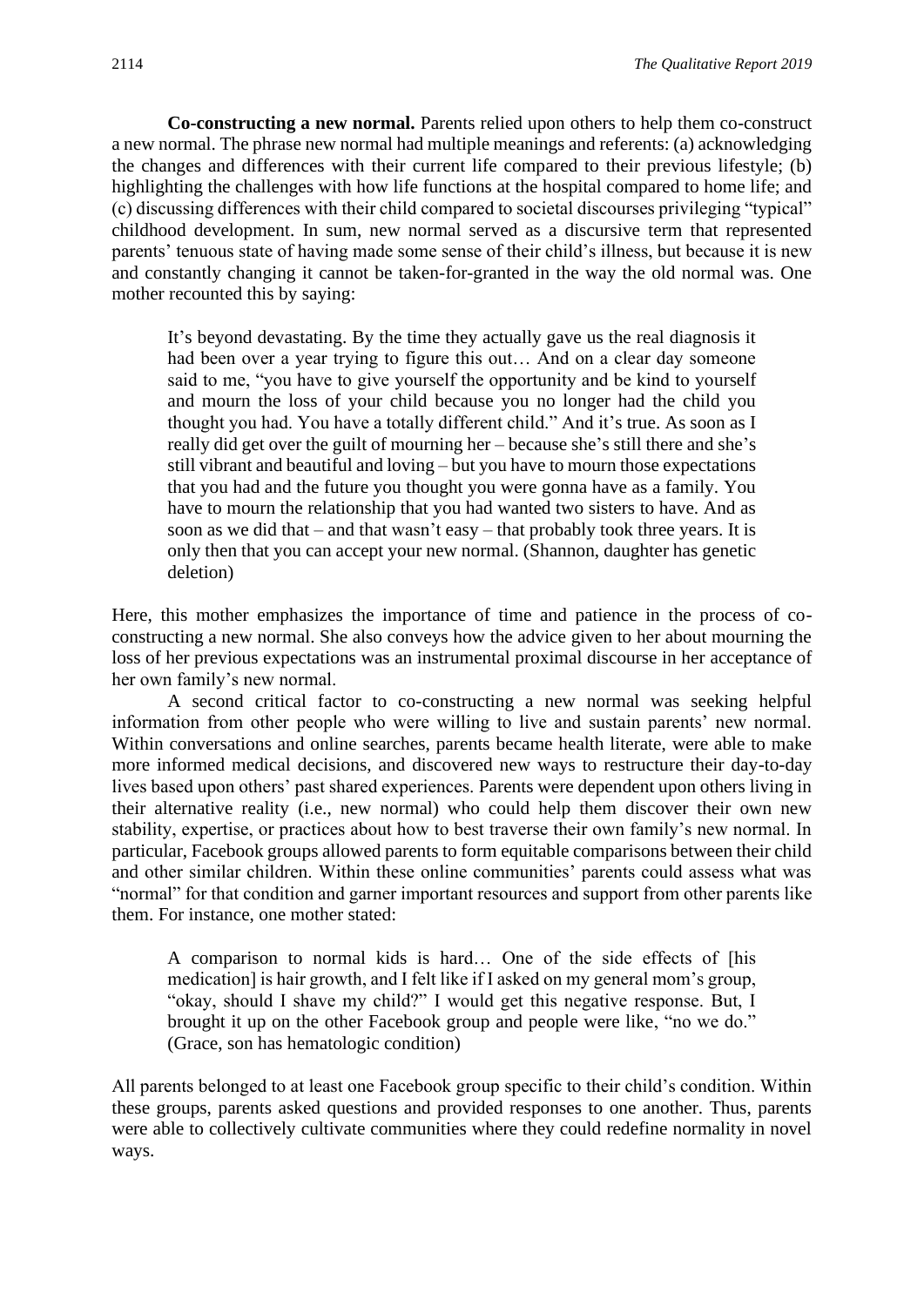**Co-constructing a new normal.** Parents relied upon others to help them co-construct a new normal. The phrase new normal had multiple meanings and referents: (a) acknowledging the changes and differences with their current life compared to their previous lifestyle; (b) highlighting the challenges with how life functions at the hospital compared to home life; and (c) discussing differences with their child compared to societal discourses privileging "typical" childhood development. In sum, new normal served as a discursive term that represented parents' tenuous state of having made some sense of their child's illness, but because it is new and constantly changing it cannot be taken-for-granted in the way the old normal was. One mother recounted this by saying:

> It's beyond devastating. By the time they actually gave us the real diagnosis it had been over a year trying to figure this out… And on a clear day someone said to me, "you have to give yourself the opportunity and be kind to yourself and mourn the loss of your child because you no longer had the child you thought you had. You have a totally different child." And it's true. As soon as I really did get over the guilt of mourning her – because she's still there and she's still vibrant and beautiful and loving – but you have to mourn those expectations that you had and the future you thought you were gonna have as a family. You have to mourn the relationship that you had wanted two sisters to have. And as soon as we did that – and that wasn't easy – that probably took three years. It is only then that you can accept your new normal. (Shannon, daughter has genetic deletion)

Here, this mother emphasizes the importance of time and patience in the process of co-constructing a new normal. She also conveys how the advice given to her about mourning the loss of her previous expectations was an instrumental proximal discourse in her acceptance of her own family's new normal.

A second critical factor to co-constructing a new normal was seeking helpful information from other people who were willing to live and sustain parents' new normal. Within conversations and online searches, parents became health literate, were able to make more informed medical decisions, and discovered new ways to restructure their day-to-day lives based upon others' past shared experiences. Parents were dependent upon others living in their alternative reality (i.e., new normal) who could help them discover their own new stability, expertise, or practices about how to best traverse their own family's new normal. In particular, Facebook groups allowed parents to form equitable comparisons between their child and other similar children. Within these online communities' parents could assess what was "normal" for that condition and garner important resources and support from other parents like them. For instance, one mother stated:

> A comparison to normal kids is hard… One of the side effects of [his medication] is hair growth, and I felt like if I asked on my general mom's group, "okay, should I shave my child?" I would get this negative response. But, I brought it up on the other Facebook group and people were like, "no we do." (Grace, son has hematologic condition)

All parents belonged to at least one Facebook group specific to their child's condition. Within these groups, parents asked questions and provided responses to one another. Thus, parents were able to collectively cultivate communities where they could redefine normality in novel ways.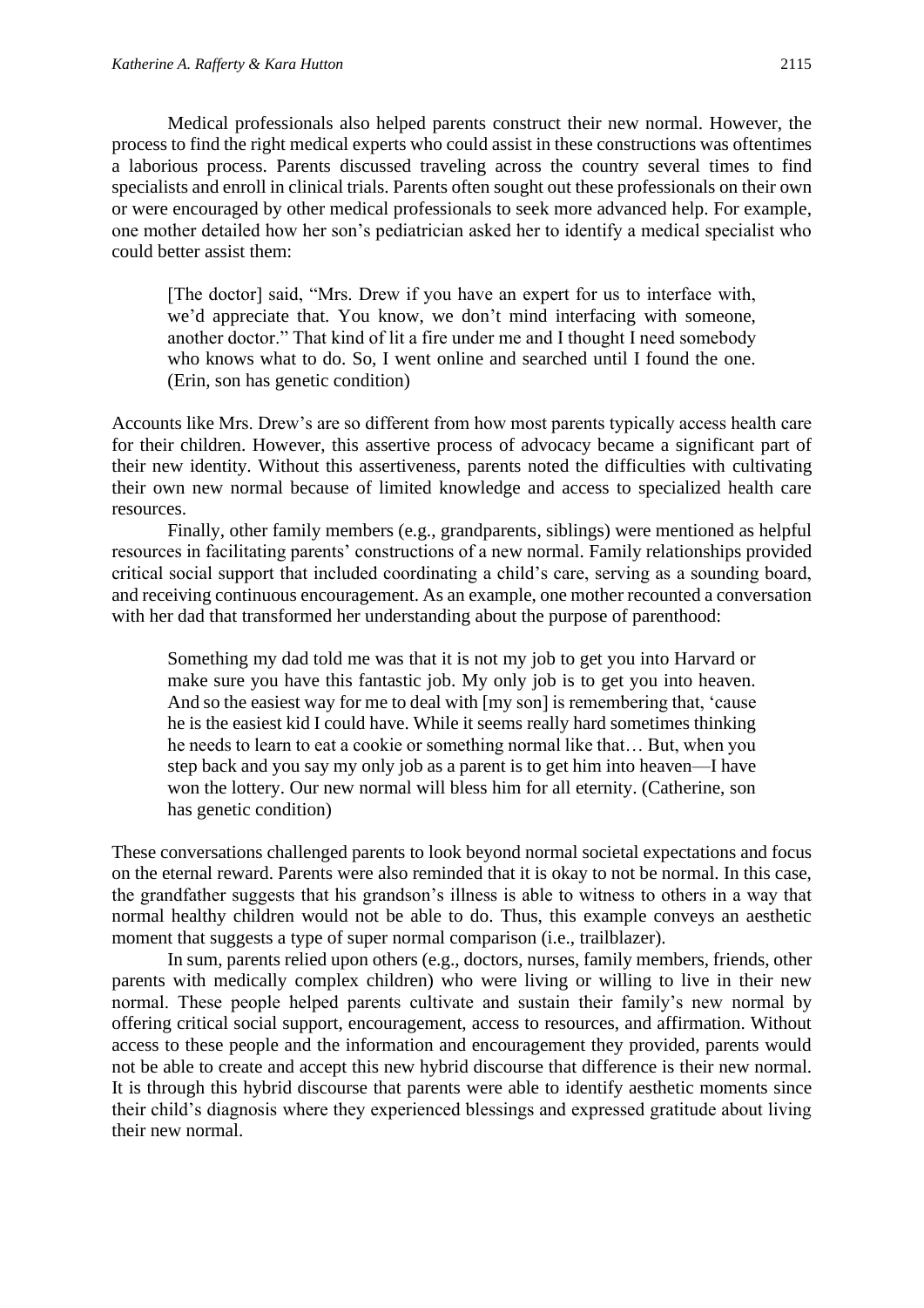Medical professionals also helped parents construct their new normal. However, the process to find the right medical experts who could assist in these constructions was oftentimes a laborious process. Parents discussed traveling across the country several times to find specialists and enroll in clinical trials. Parents often sought out these professionals on their own or were encouraged by other medical professionals to seek more advanced help. For example, one mother detailed how her son's pediatrician asked her to identify a medical specialist who could better assist them:

> [The doctor] said, "Mrs. Drew if you have an expert for us to interface with, we'd appreciate that. You know, we don't mind interfacing with someone, another doctor." That kind of lit a fire under me and I thought I need somebody who knows what to do. So, I went online and searched until I found the one. (Erin, son has genetic condition)

Accounts like Mrs. Drew's are so different from how most parents typically access health care for their children. However, this assertive process of advocacy became a significant part of their new identity. Without this assertiveness, parents noted the difficulties with cultivating their own new normal because of limited knowledge and access to specialized health care resources.

Finally, other family members (e.g., grandparents, siblings) were mentioned as helpful resources in facilitating parents' constructions of a new normal. Family relationships provided critical social support that included coordinating a child's care, serving as a sounding board, and receiving continuous encouragement. As an example, one mother recounted a conversation with her dad that transformed her understanding about the purpose of parenthood:

> Something my dad told me was that it is not my job to get you into Harvard or make sure you have this fantastic job. My only job is to get you into heaven. And so the easiest way for me to deal with [my son] is remembering that, 'cause he is the easiest kid I could have. While it seems really hard sometimes thinking he needs to learn to eat a cookie or something normal like that… But, when you step back and you say my only job as a parent is to get him into heaven—I have won the lottery. Our new normal will bless him for all eternity. (Catherine, son has genetic condition)

These conversations challenged parents to look beyond normal societal expectations and focus on the eternal reward. Parents were also reminded that it is okay to not be normal. In this case, the grandfather suggests that his grandson's illness is able to witness to others in a way that normal healthy children would not be able to do. Thus, this example conveys an aesthetic moment that suggests a type of super normal comparison (i.e., trailblazer).

In sum, parents relied upon others (e.g., doctors, nurses, family members, friends, other parents with medically complex children) who were living or willing to live in their new normal. These people helped parents cultivate and sustain their family's new normal by offering critical social support, encouragement, access to resources, and affirmation. Without access to these people and the information and encouragement they provided, parents would not be able to create and accept this new hybrid discourse that difference is their new normal. It is through this hybrid discourse that parents were able to identify aesthetic moments since their child's diagnosis where they experienced blessings and expressed gratitude about living their new normal.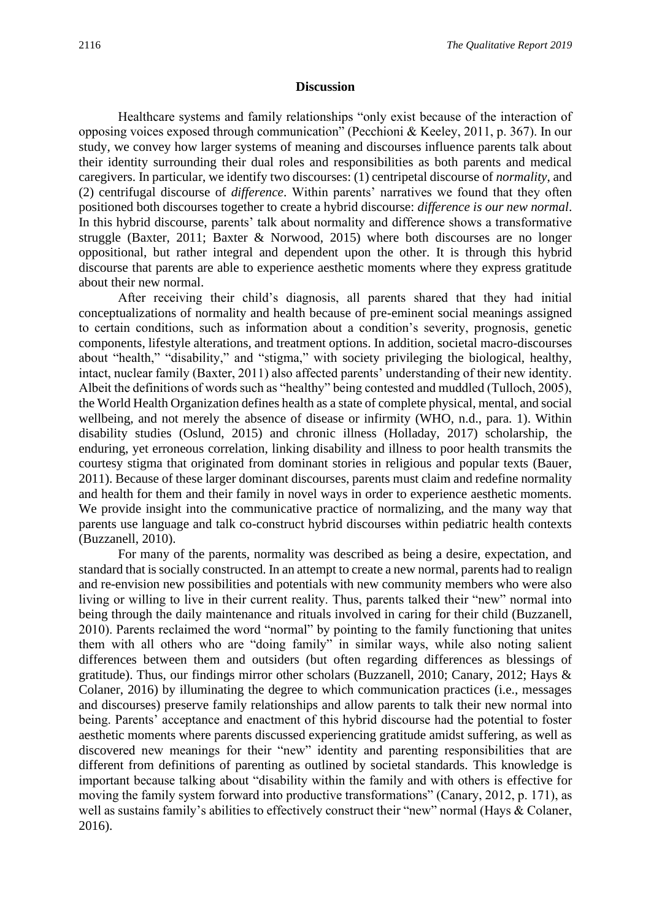## Discussion

Healthcare systems and family relationships "only exist because of the interaction of opposing voices exposed through communication" (Pecchioni & Keeley, 2011, p. 367). In our study, we convey how larger systems of meaning and discourses influence parents talk about their identity surrounding their dual roles and responsibilities as both parents and medical caregivers. In particular, we identify two discourses: (1) centripetal discourse of *normality*, and (2) centrifugal discourse of *difference*. Within parents' narratives we found that they often positioned both discourses together to create a hybrid discourse: *difference is our new normal*. In this hybrid discourse, parents' talk about normality and difference shows a transformative struggle (Baxter, 2011; Baxter & Norwood, 2015) where both discourses are no longer oppositional, but rather integral and dependent upon the other. It is through this hybrid discourse that parents are able to experience aesthetic moments where they express gratitude about their new normal.

After receiving their child's diagnosis, all parents shared that they had initial conceptualizations of normality and health because of pre-eminent social meanings assigned to certain conditions, such as information about a condition's severity, prognosis, genetic components, lifestyle alterations, and treatment options. In addition, societal macro-discourses about "health," "disability," and "stigma," with society privileging the biological, healthy, intact, nuclear family (Baxter, 2011) also affected parents' understanding of their new identity. Albeit the definitions of words such as "healthy" being contested and muddled (Tulloch, 2005), the World Health Organization defines health as a state of complete physical, mental, and social wellbeing, and not merely the absence of disease or infirmity (WHO, n.d., para. 1). Within disability studies (Oslund, 2015) and chronic illness (Holladay, 2017) scholarship, the enduring, yet erroneous correlation, linking disability and illness to poor health transmits the courtesy stigma that originated from dominant stories in religious and popular texts (Bauer, 2011). Because of these larger dominant discourses, parents must claim and redefine normality and health for them and their family in novel ways in order to experience aesthetic moments. We provide insight into the communicative practice of normalizing, and the many way that parents use language and talk co-construct hybrid discourses within pediatric health contexts (Buzzanell, 2010).

For many of the parents, normality was described as being a desire, expectation, and standard that is socially constructed. In an attempt to create a new normal, parents had to realign and re-envision new possibilities and potentials with new community members who were also living or willing to live in their current reality. Thus, parents talked their "new" normal into being through the daily maintenance and rituals involved in caring for their child (Buzzanell, 2010). Parents reclaimed the word "normal" by pointing to the family functioning that unites them with all others who are "doing family" in similar ways, while also noting salient differences between them and outsiders (but often regarding differences as blessings of gratitude). Thus, our findings mirror other scholars (Buzzanell, 2010; Canary, 2012; Hays & Colaner, 2016) by illuminating the degree to which communication practices (i.e., messages and discourses) preserve family relationships and allow parents to talk their new normal into being. Parents' acceptance and enactment of this hybrid discourse had the potential to foster aesthetic moments where parents discussed experiencing gratitude amidst suffering, as well as discovered new meanings for their "new" identity and parenting responsibilities that are different from definitions of parenting as outlined by societal standards. This knowledge is important because talking about "disability within the family and with others is effective for moving the family system forward into productive transformations" (Canary, 2012, p. 171), as well as sustains family's abilities to effectively construct their "new" normal (Hays & Colaner, 2016).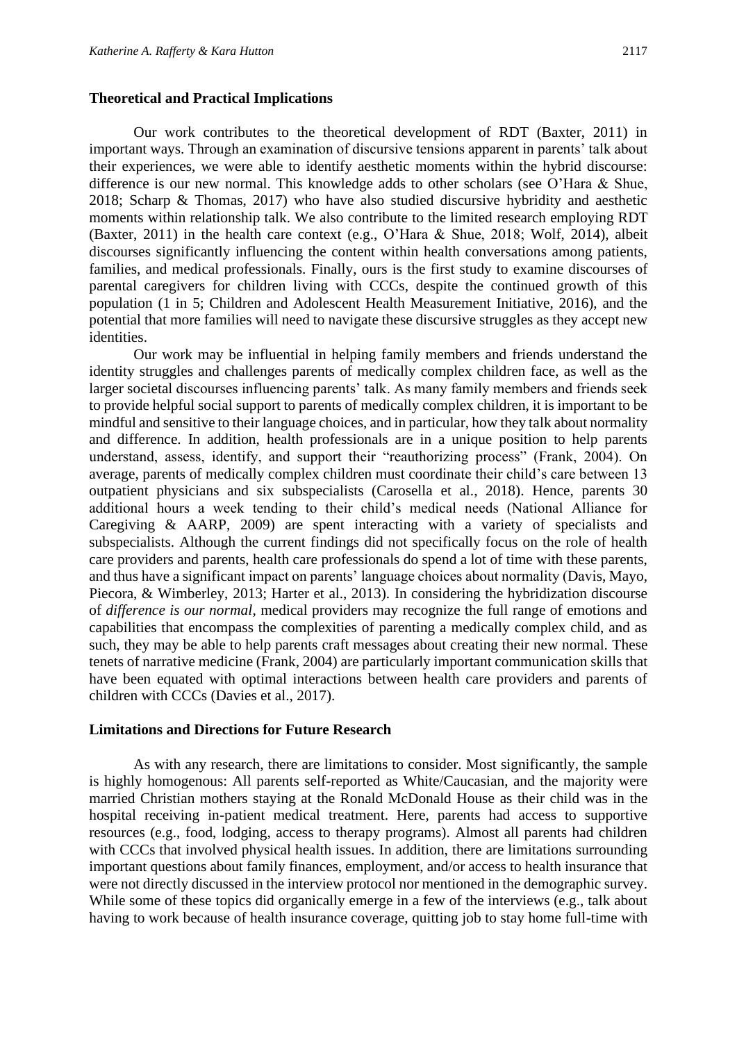### Theoretical and Practical Implications

Our work contributes to the theoretical development of RDT (Baxter, 2011) in important ways. Through an examination of discursive tensions apparent in parents' talk about their experiences, we were able to identify aesthetic moments within the hybrid discourse: difference is our new normal. This knowledge adds to other scholars (see O'Hara & Shue, 2018; Scharp & Thomas, 2017) who have also studied discursive hybridity and aesthetic moments within relationship talk. We also contribute to the limited research employing RDT (Baxter, 2011) in the health care context (e.g., O'Hara & Shue, 2018; Wolf, 2014), albeit discourses significantly influencing the content within health conversations among patients, families, and medical professionals. Finally, ours is the first study to examine discourses of parental caregivers for children living with CCCs, despite the continued growth of this population (1 in 5; Children and Adolescent Health Measurement Initiative, 2016), and the potential that more families will need to navigate these discursive struggles as they accept new identities.

Our work may be influential in helping family members and friends understand the identity struggles and challenges parents of medically complex children face, as well as the larger societal discourses influencing parents' talk. As many family members and friends seek to provide helpful social support to parents of medically complex children, it is important to be mindful and sensitive to their language choices, and in particular, how they talk about normality and difference. In addition, health professionals are in a unique position to help parents understand, assess, identify, and support their "reauthorizing process" (Frank, 2004). On average, parents of medically complex children must coordinate their child's care between 13 outpatient physicians and six subspecialists (Carosella et al., 2018). Hence, parents 30 additional hours a week tending to their child's medical needs (National Alliance for Caregiving & AARP, 2009) are spent interacting with a variety of specialists and subspecialists. Although the current findings did not specifically focus on the role of health care providers and parents, health care professionals do spend a lot of time with these parents, and thus have a significant impact on parents' language choices about normality (Davis, Mayo, Piecora, & Wimberley, 2013; Harter et al., 2013). In considering the hybridization discourse of *difference is our normal*, medical providers may recognize the full range of emotions and capabilities that encompass the complexities of parenting a medically complex child, and as such, they may be able to help parents craft messages about creating their new normal. These tenets of narrative medicine (Frank, 2004) are particularly important communication skills that have been equated with optimal interactions between health care providers and parents of children with CCCs (Davies et al., 2017).

### Limitations and Directions for Future Research

As with any research, there are limitations to consider. Most significantly, the sample is highly homogenous: All parents self-reported as White/Caucasian, and the majority were married Christian mothers staying at the Ronald McDonald House as their child was in the hospital receiving in-patient medical treatment. Here, parents had access to supportive resources (e.g., food, lodging, access to therapy programs). Almost all parents had children with CCCs that involved physical health issues. In addition, there are limitations surrounding important questions about family finances, employment, and/or access to health insurance that were not directly discussed in the interview protocol nor mentioned in the demographic survey. While some of these topics did organically emerge in a few of the interviews (e.g., talk about having to work because of health insurance coverage, quitting job to stay home full-time with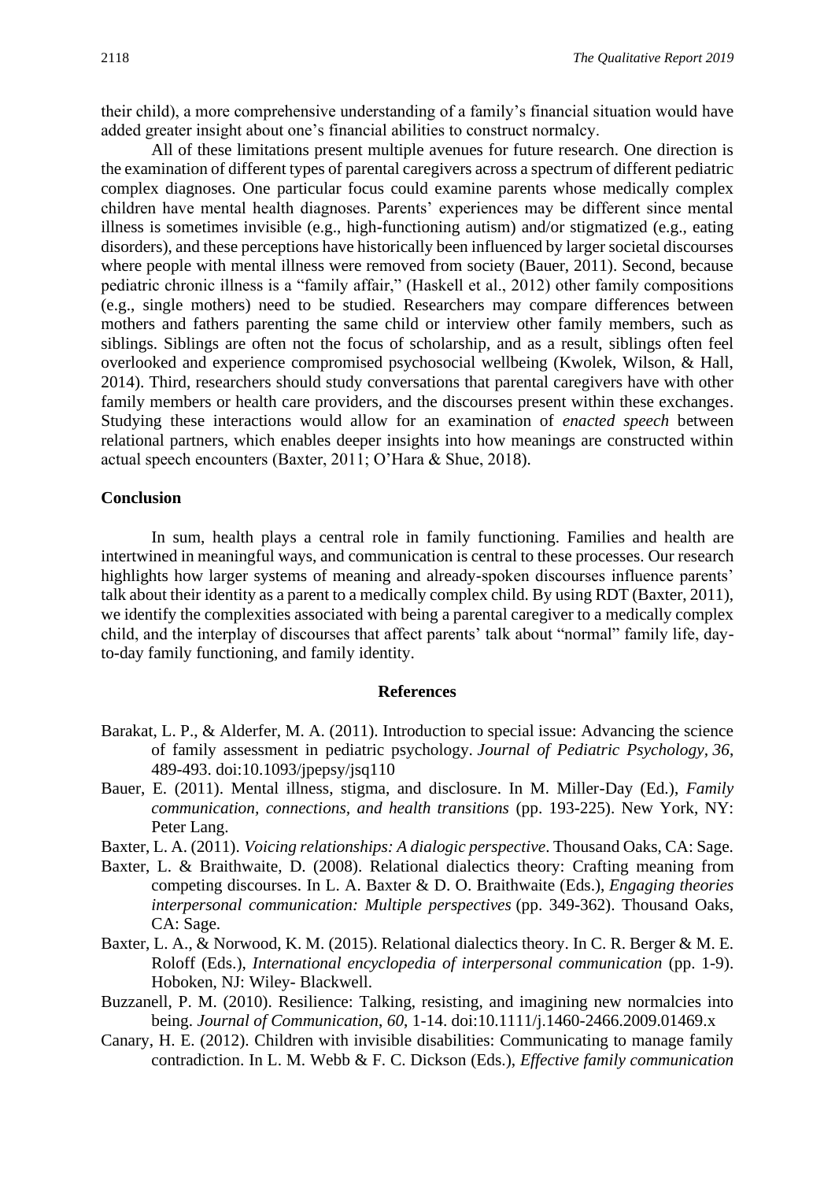their child), a more comprehensive understanding of a family's financial situation would have added greater insight about one's financial abilities to construct normalcy.

All of these limitations present multiple avenues for future research. One direction is the examination of different types of parental caregivers across a spectrum of different pediatric complex diagnoses. One particular focus could examine parents whose medically complex children have mental health diagnoses. Parents' experiences may be different since mental illness is sometimes invisible (e.g., high-functioning autism) and/or stigmatized (e.g., eating disorders), and these perceptions have historically been influenced by larger societal discourses where people with mental illness were removed from society (Bauer, 2011). Second, because pediatric chronic illness is a "family affair," (Haskell et al., 2012) other family compositions (e.g., single mothers) need to be studied. Researchers may compare differences between mothers and fathers parenting the same child or interview other family members, such as siblings. Siblings are often not the focus of scholarship, and as a result, siblings often feel overlooked and experience compromised psychosocial wellbeing (Kwolek, Wilson, & Hall, 2014). Third, researchers should study conversations that parental caregivers have with other family members or health care providers, and the discourses present within these exchanges. Studying these interactions would allow for an examination of *enacted speech* between relational partners, which enables deeper insights into how meanings are constructed within actual speech encounters (Baxter, 2011; O'Hara & Shue, 2018).

## Conclusion

In sum, health plays a central role in family functioning. Families and health are intertwined in meaningful ways, and communication is central to these processes. Our research highlights how larger systems of meaning and already-spoken discourses influence parents' talk about their identity as a parent to a medically complex child. By using RDT (Baxter, 2011), we identify the complexities associated with being a parental caregiver to a medically complex child, and the interplay of discourses that affect parents' talk about "normal" family life, day-to-day family functioning, and family identity.

## References

Barakat, L. P., & Alderfer, M. A. (2011). Introduction to special issue: Advancing the science of family assessment in pediatric psychology. *Journal of Pediatric Psychology, 36*, 489-493. doi:10.1093/jpepsy/jsq110

Bauer, E. (2011). Mental illness, stigma, and disclosure. In M. Miller-Day (Ed.), *Family communication, connections, and health transitions* (pp. 193-225). New York, NY: Peter Lang.

Baxter, L. A. (2011). *Voicing relationships: A dialogic perspective*. Thousand Oaks, CA: Sage.

Baxter, L. & Braithwaite, D. (2008). Relational dialectics theory: Crafting meaning from competing discourses. In L. A. Baxter & D. O. Braithwaite (Eds.), *Engaging theories interpersonal communication: Multiple perspectives* (pp. 349-362). Thousand Oaks, CA: Sage.

Baxter, L. A., & Norwood, K. M. (2015). Relational dialectics theory. In C. R. Berger & M. E. Roloff (Eds.), *International encyclopedia of interpersonal communication* (pp. 1-9). Hoboken, NJ: Wiley- Blackwell.

Buzzanell, P. M. (2010). Resilience: Talking, resisting, and imagining new normalcies into being. *Journal of Communication*, *60*, 1-14. doi:10.1111/j.1460-2466.2009.01469.x

Canary, H. E. (2012). Children with invisible disabilities: Communicating to manage family contradiction. In L. M. Webb & F. C. Dickson (Eds.), *Effective family communication*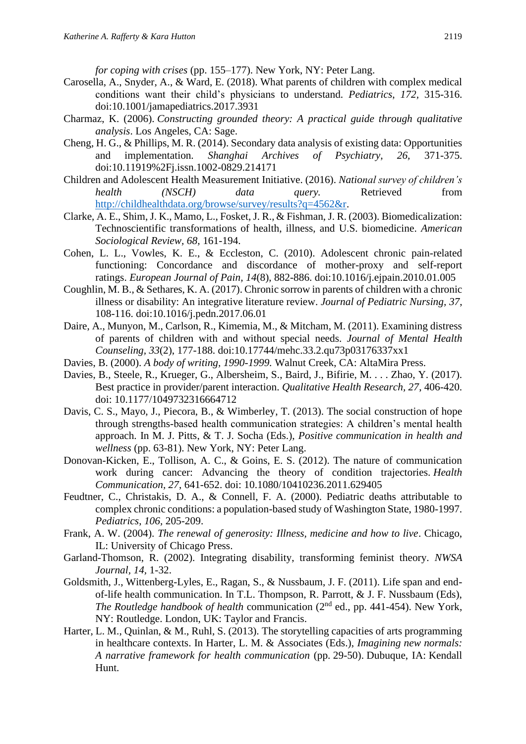*for coping with crises* (pp. 155–177). New York, NY: Peter Lang.

Carosella, A., Snyder, A., & Ward, E. (2018). What parents of children with complex medical conditions want their child's physicians to understand. *Pediatrics*, *172*, 315-316. doi:10.1001/jamapediatrics.2017.3931

Charmaz, K. (2006). *Constructing grounded theory: A practical guide through qualitative analysis*. Los Angeles, CA: Sage.

Cheng, H. G., & Phillips, M. R. (2014). Secondary data analysis of existing data: Opportunities and implementation. *Shanghai Archives of Psychiatry, 26,* 371-375. doi:10.11919%2Fj.issn.1002-0829.214171

Children and Adolescent Health Measurement Initiative. (2016). *National survey of children's health (NSCH) data query.* Retrieved from http://childhealthdata.org/browse/survey/results?q=4562&r.

Clarke, A. E., Shim, J. K., Mamo, L., Fosket, J. R., & Fishman, J. R. (2003). Biomedicalization: Technoscientific transformations of health, illness, and U.S. biomedicine. *American Sociological Review, 68,* 161-194.

Cohen, L. L., Vowles, K. E., & Eccleston, C. (2010). Adolescent chronic pain-related functioning: Concordance and discordance of mother-proxy and self-report ratings. *European Journal of Pain, 14*(8), 882-886. doi:10.1016/j.ejpain.2010.01.005

Coughlin, M. B., & Sethares, K. A. (2017). Chronic sorrow in parents of children with a chronic illness or disability: An integrative literature review. *Journal of Pediatric Nursing, 37*, 108-116. doi:10.1016/j.pedn.2017.06.01

Daire, A., Munyon, M., Carlson, R., Kimemia, M., & Mitcham, M. (2011). Examining distress of parents of children with and without special needs. *Journal of Mental Health Counseling, 33*(2), 177-188. doi:10.17744/mehc.33.2.qu73p03176337xx1

Davies, B. (2000). *A body of writing, 1990-1999.* Walnut Creek, CA: AltaMira Press.

Davies, B., Steele, R., Krueger, G., Albersheim, S., Baird, J., Bifirie, M. . . . Zhao, Y. (2017). Best practice in provider/parent interaction. *Qualitative Health Research, 27*, 406-420. doi: 10.1177/1049732316664712

Davis, C. S., Mayo, J., Piecora, B., & Wimberley, T. (2013). The social construction of hope through strengths-based health communication strategies: A children's mental health approach. In M. J. Pitts, & T. J. Socha (Eds.), *Positive communication in health and wellness* (pp. 63-81). New York, NY: Peter Lang.

Donovan-Kicken, E., Tollison, A. C., & Goins, E. S. (2012). The nature of communication work during cancer: Advancing the theory of condition trajectories. *Health Communication, 27*, 641-652. doi: 10.1080/10410236.2011.629405

Feudtner, C., Christakis, D. A., & Connell, F. A. (2000). Pediatric deaths attributable to complex chronic conditions: a population-based study of Washington State, 1980-1997. *Pediatrics*, *106,* 205-209.

Frank, A. W. (2004). *The renewal of generosity: Illness, medicine and how to live*. Chicago, IL: University of Chicago Press.

Garland-Thomson, R. (2002). Integrating disability, transforming feminist theory. *NWSA Journal, 14,* 1-32.

Goldsmith, J., Wittenberg-Lyles, E., Ragan, S., & Nussbaum, J. F. (2011). Life span and end-of-life health communication. In T.L. Thompson, R. Parrott, & J. F. Nussbaum (Eds), *The Routledge handbook of health* communication (2nd ed., pp. 441-454). New York, NY: Routledge. London, UK: Taylor and Francis.

Harter, L. M., Quinlan, & M., Ruhl, S. (2013). The storytelling capacities of arts programming in healthcare contexts. In Harter, L. M. & Associates (Eds.), *Imagining new normals: A narrative framework for health communication* (pp. 29-50). Dubuque, IA: Kendall Hunt.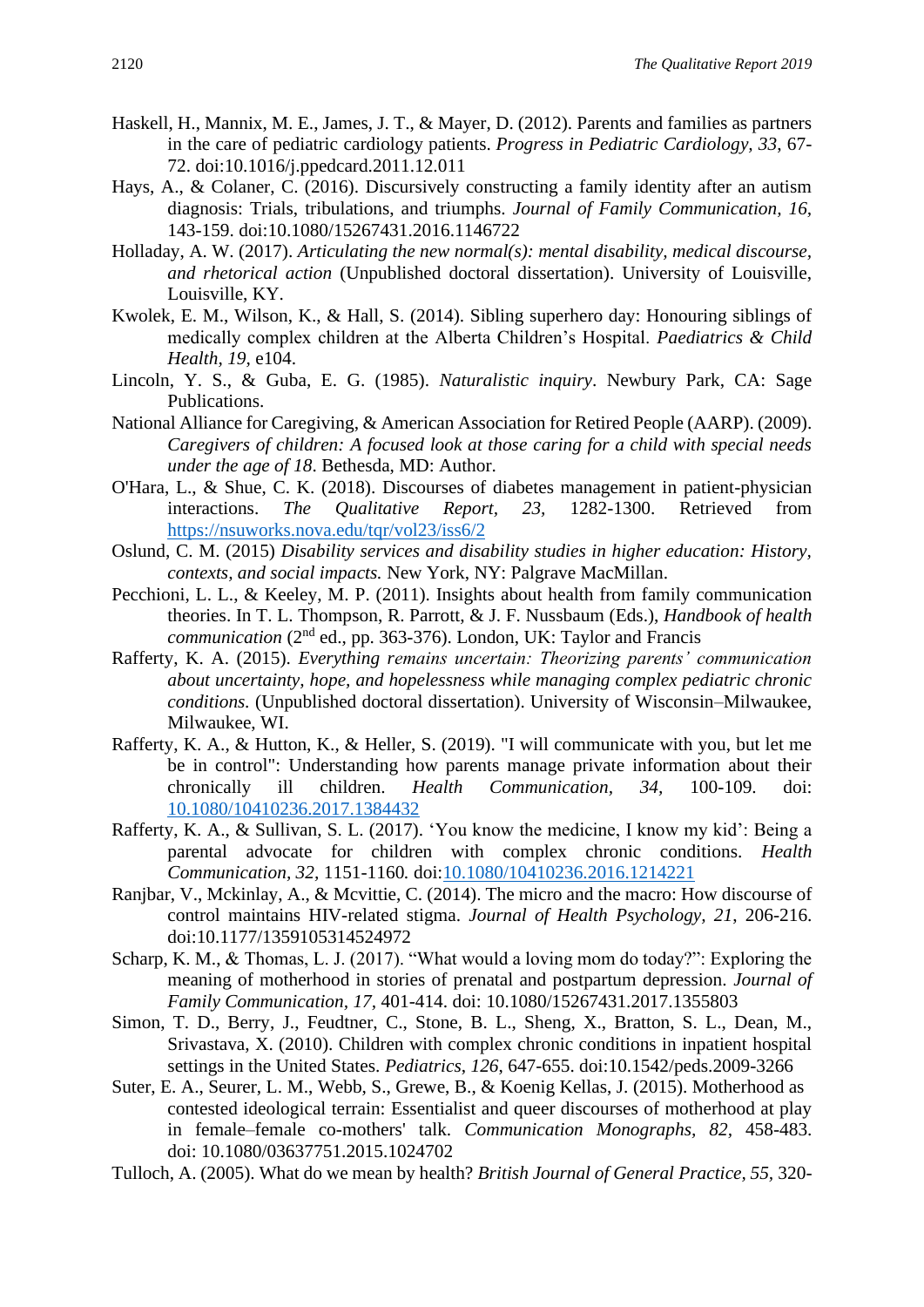Haskell, H., Mannix, M. E., James, J. T., & Mayer, D. (2012). Parents and families as partners in the care of pediatric cardiology patients. *Progress in Pediatric Cardiology, 33*, 67-72. doi:10.1016/j.ppedcard.2011.12.011

Hays, A., & Colaner, C. (2016). Discursively constructing a family identity after an autism diagnosis: Trials, tribulations, and triumphs. *Journal of Family Communication, 16*, 143-159. doi:10.1080/15267431.2016.1146722

Holladay, A. W. (2017). *Articulating the new normal(s): mental disability, medical discourse, and rhetorical action* (Unpublished doctoral dissertation). University of Louisville, Louisville, KY.

Kwolek, E. M., Wilson, K., & Hall, S. (2014). Sibling superhero day: Honouring siblings of medically complex children at the Alberta Children's Hospital. *Paediatrics & Child Health, 19*, e104.

Lincoln, Y. S., & Guba, E. G. (1985). *Naturalistic inquiry*. Newbury Park, CA: Sage Publications.

National Alliance for Caregiving, & American Association for Retired People (AARP). (2009). *Caregivers of children: A focused look at those caring for a child with special needs under the age of 18*. Bethesda, MD: Author.

O'Hara, L., & Shue, C. K. (2018). Discourses of diabetes management in patient-physician interactions. *The Qualitative Report, 23,* 1282-1300. Retrieved from https://nsuworks.nova.edu/tqr/vol23/iss6/2

Oslund, C. M. (2015) *Disability services and disability studies in higher education: History, contexts, and social impacts.* New York, NY: Palgrave MacMillan.

Pecchioni, L. L., & Keeley, M. P. (2011). Insights about health from family communication theories. In T. L. Thompson, R. Parrott, & J. F. Nussbaum (Eds.), *Handbook of health communication* (2nd ed., pp. 363-376). London, UK: Taylor and Francis

Rafferty, K. A. (2015). *Everything remains uncertain: Theorizing parents' communication about uncertainty, hope, and hopelessness while managing complex pediatric chronic conditions.* (Unpublished doctoral dissertation). University of Wisconsin–Milwaukee, Milwaukee, WI.

Rafferty, K. A., & Hutton, K., & Heller, S. (2019). "I will communicate with you, but let me be in control": Understanding how parents manage private information about their chronically ill children. *Health Communication, 34,* 100-109. doi: 10.1080/10410236.2017.1384432

Rafferty, K. A., & Sullivan, S. L. (2017). 'You know the medicine, I know my kid': Being a parental advocate for children with complex chronic conditions. *Health Communication, 32,* 1151-1160*.* doi:10.1080/10410236.2016.1214221

Ranjbar, V., Mckinlay, A., & Mcvittie, C. (2014). The micro and the macro: How discourse of control maintains HIV-related stigma. *Journal of Health Psychology, 21*, 206-216. doi:10.1177/1359105314524972

Scharp, K. M., & Thomas, L. J. (2017). "What would a loving mom do today?": Exploring the meaning of motherhood in stories of prenatal and postpartum depression. *Journal of Family Communication*, *17,* 401-414. doi: 10.1080/15267431.2017.1355803

Simon, T. D., Berry, J., Feudtner, C., Stone, B. L., Sheng, X., Bratton, S. L., Dean, M., Srivastava, X. (2010). Children with complex chronic conditions in inpatient hospital settings in the United States. *Pediatrics*, *126*, 647-655. doi:10.1542/peds.2009-3266

Suter, E. A., Seurer, L. M., Webb, S., Grewe, B., & Koenig Kellas, J. (2015). Motherhood as contested ideological terrain: Essentialist and queer discourses of motherhood at play in female–female co-mothers' talk. *Communication Monographs, 82*, 458-483. doi: 10.1080/03637751.2015.1024702

Tulloch, A. (2005). What do we mean by health? *British Journal of General Practice*, *55*, 320-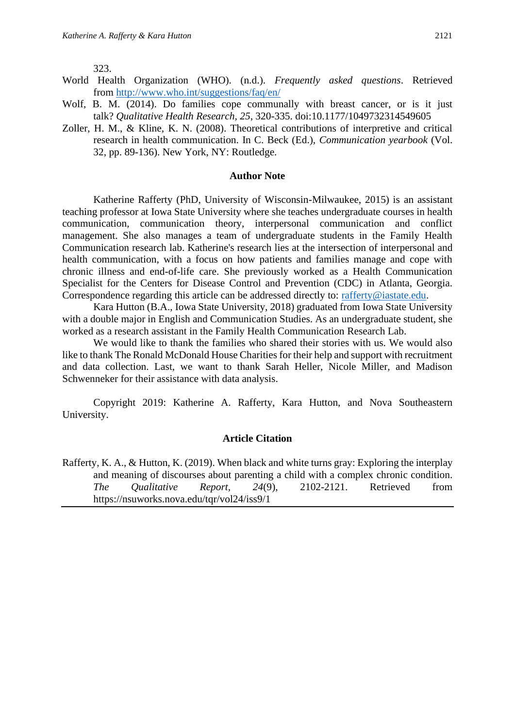323.

World Health Organization (WHO). (n.d.). *Frequently asked questions*. Retrieved from http://www.who.int/suggestions/faq/en/

Wolf, B. M. (2014). Do families cope communally with breast cancer, or is it just talk? *Qualitative Health Research*, *25*, 320-335. doi:10.1177/1049732314549605

Zoller, H. M., & Kline, K. N. (2008). Theoretical contributions of interpretive and critical research in health communication. In C. Beck (Ed.), *Communication yearbook* (Vol. 32, pp. 89-136). New York, NY: Routledge.

## Author Note

Katherine Rafferty (PhD, University of Wisconsin-Milwaukee, 2015) is an assistant teaching professor at Iowa State University where she teaches undergraduate courses in health communication, communication theory, interpersonal communication and conflict management. She also manages a team of undergraduate students in the Family Health Communication research lab. Katherine's research lies at the intersection of interpersonal and health communication, with a focus on how patients and families manage and cope with chronic illness and end-of-life care. She previously worked as a Health Communication Specialist for the Centers for Disease Control and Prevention (CDC) in Atlanta, Georgia. Correspondence regarding this article can be addressed directly to: rafferty@iastate.edu.

Kara Hutton (B.A., Iowa State University, 2018) graduated from Iowa State University with a double major in English and Communication Studies. As an undergraduate student, she worked as a research assistant in the Family Health Communication Research Lab.

We would like to thank the families who shared their stories with us. We would also like to thank The Ronald McDonald House Charities for their help and support with recruitment and data collection. Last, we want to thank Sarah Heller, Nicole Miller, and Madison Schwenneker for their assistance with data analysis.

Copyright 2019: Katherine A. Rafferty, Kara Hutton, and Nova Southeastern University.

## Article Citation

Rafferty, K. A., & Hutton, K. (2019). When black and white turns gray: Exploring the interplay and meaning of discourses about parenting a child with a complex chronic condition. *The Qualitative Report*, *24*(9), 2102-2121. Retrieved from https://nsuworks.nova.edu/tqr/vol24/iss9/1